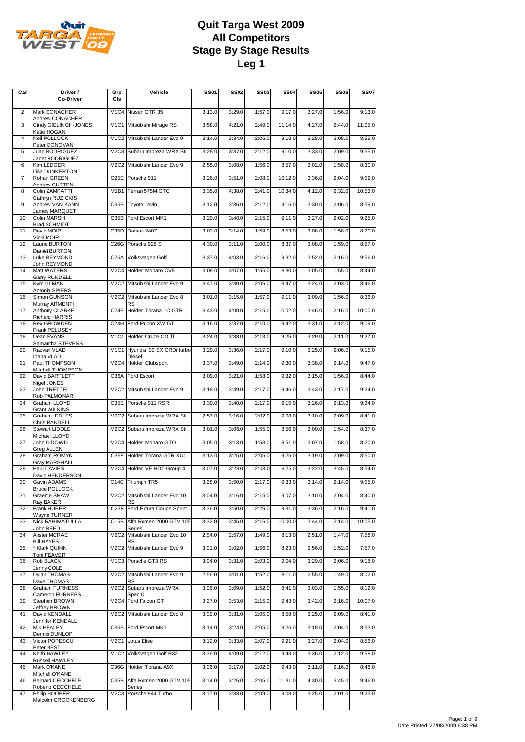# Quit Targa West 2009
# All Competitors
# Stage By Stage Results
# Leg 1

| Car | Driver / Co-Driver | Grp Cls | Vehicle | SS01 | SS02 | SS03 | SS04 | SS05 | SS06 | SS07 |
|---|---|---|---|---|---|---|---|---|---|---|
| 2 | Mark CONACHER<br>Andrew CONACHER | M1C4 | Nissan GTR 35 | 3:13.0 | 3:29.0 | 1:57.0 | 9:17.0 | 3:27.0 | 1:56.0 | 9:13.0 |
| 3 | Cindy GIELINGH-JONES<br>Katie HOGAN | M1C1 | Mitsubishi Mirage RS | 3:58.0 | 4:21.0 | 2:49.0 | 11:14.0 | 4:27.0 | 2:44.0 | 11:05.0 |
| 4 | Neil POLLOCK<br>Peter DONOVAN | M1C2 | Mitsubishi Lancer Evo 9 | 3:14.0 | 3:34.0 | 2:06.0 | 9:13.0 | 3:28.0 | 2:05.0 | 8:56.0 |
| 5 | Juan RODRIGUEZ<br>Janet RODRIGUEZ | M2C3 | Subaru Impreza WRX Sti | 3:28.0 | 3:37.0 | 2:12.0 | 9:10.0 | 3:33.0 | 2:09.0 | 9:55.0 |
| 6 | Kim LEDGER<br>Lisa DUNKERTON | M2C2 | Mitsubishi Lancer Evo 9 | 2:55.0 | 3:08.0 | 1:56.0 | 8:57.0 | 3:02.0 | 1:58.0 | 8:30.0 |
| 7 | Rohan GREEN<br>Andrew CUTTEN | C25E | Porsche 911 | 3:26.0 | 3:51.0 | 2:08.0 | 10:12.0 | 3:36.0 | 2:04.0 | 9:52.0 |
| 8 | Colin ZAMPATTI<br>Cathryn RUZICKIS | M1B1 | Ferrari 575M GTC | 3:35.0 | 4:38.0 | 2:41.0 | 10:34.0 | 4:12.0 | 2:32.0 | 10:53.0 |
| 9 | Andrew VAN KANN<br>James MARQUET | C35B | Toyota Levin | 3:12.0 | 3:36.0 | 2:12.0 | 9:16.0 | 3:30.0 | 2:06.0 | 8:59.0 |
| 10 | Colin MARSH<br>Brad SCHMIDT | C35B | Ford Escort MK1 | 3:20.0 | 3:40.0 | 2:15.0 | 9:11.0 | 3:27.0 | 2:02.0 | 9:25.0 |
| 11 | David MOIR<br>Vicki MOIR | C35D | Datsun 240Z | 3:03.0 | 3:14.0 | 1:59.0 | 8:53.0 | 3:08.0 | 1:58.0 | 8:20.0 |
| 12 | Laurie BURTON<br>Daniel BURTON | C26G | Porsche 928 S | 4:30.0 | 3:11.0 | 2:00.0 | 8:37.0 | 3:08.0 | 1:59.0 | 8:57.0 |
| 13 | Luke REYMOND<br>John REYMOND | C26A | Volkswagen Golf | 3:37.0 | 4:03.0 | 2:16.0 | 9:32.0 | 3:52.0 | 2:16.0 | 9:56.0 |
| 14 | Matt WATERS<br>Garry RUNDELL | M2C4 | Holden Monaro CV8 | 3:08.0 | 3:07.0 | 1:56.0 | 8:30.0 | 3:05.0 | 1:55.0 | 8:44.0 |
| 15 | Kym ILLMAN<br>Antonia SPIERS | M2C2 | Mitsubishi Lancer Evo 9 | 3:47.0 | 3:30.0 | 2:06.0 | 8:47.0 | 3:24.0 | 2:03.0 | 8:46.0 |
| 16 | Simon GUNSON<br>Murray ARMENTI | M2C2 | Mitsubishi Lancer Evo 8 RS | 3:01.0 | 3:15.0 | 1:57.0 | 9:11.0 | 3:09.0 | 1:56.0 | 8:36.0 |
| 17 | Anthony CLARKE<br>Richard HARRIS | C24E | Holden Torana LC GTR | 3:43.0 | 4:00.0 | 2:15.0 | 10:02.0 | 3:46.0 | 2:16.0 | 10:00.0 |
| 18 | Rex GROWDEN<br>Frank PELUSEY | C24H | Ford Falcon XW GT | 3:16.0 | 3:37.0 | 2:10.0 | 9:42.0 | 3:31.0 | 2:12.0 | 9:09.0 |
| 19 | Dean EVANS<br>Samantha STEVENS | M1C1 | Holden Cruze CD Ti | 3:24.0 | 3:33.0 | 2:13.0 | 9:25.0 | 3:29.0 | 2:11.0 | 9:27.0 |
| 20 | Razvan VLAD<br>Ioana VLAD | M1C1 | Hyundia i30 SX CRDi turbo Diesel | 3:29.0 | 3:36.0 | 2:17.0 | 9:10.0 | 3:25.0 | 2:06.0 | 9:15.0 |
| 21 | Paul THOMPSON<br>Mitchell THOMPSON | M2C4 | Holden Clubsport | 3:37.0 | 3:49.0 | 2:14.0 | 9:30.0 | 3:38.0 | 2:14.0 | 9:47.0 |
| 22 | David BARTLETT<br>Nigel JONES | C36A | Ford Escort | 3:09.0 | 3:21.0 | 1:58.0 | 9:32.0 | 3:15.0 | 1:56.0 | 8:44.0 |
| 23 | John TRETTEL<br>Rob PALMONARI | M2C2 | Mitsubishi Lancer Evo 9 | 3:18.0 | 3:49.0 | 2:17.0 | 9:46.0 | 3:43.0 | 2:17.0 | 9:24.0 |
| 24 | Graham LLOYD<br>Grant WILKINS | C35E | Porsche 911 RSR | 3:30.0 | 3:40.0 | 2:17.0 | 9:15.0 | 3:26.0 | 2:13.0 | 9:34.0 |
| 25 | Graham IDDLES<br>Chris RANDELL | M2C2 | Subaru Impreza WRX Sti | 2:57.0 | 3:16.0 | 2:02.0 | 9:08.0 | 3:10.0 | 2:09.0 | 8:41.0 |
| 26 | Stewart LIDDLE<br>Michael LLOYD | M2C2 | Subaru Impreza WRX Sti | 3:01.0 | 3:06.0 | 1:55.0 | 8:56.0 | 3:00.0 | 1:54.0 | 8:37.0 |
| 27 | John O'DOWD<br>Greg ALLEN | M2C4 | Holden Monaro GTO | 3:05.0 | 3:13.0 | 1:58.0 | 8:51.0 | 3:07.0 | 1:58.0 | 8:20.0 |
| 28 | Graham ROMYN<br>Gray MARSHALL | C35F | Holden Torana GTR XUI | 3:13.0 | 3:25.0 | 2:05.0 | 9:25.0 | 3:19.0 | 2:09.0 | 8:50.0 |
| 29 | Paul DAVIES<br>David HENDERSON | M2C4 | Holden VE HDT Group 4 | 3:07.0 | 3:28.0 | 2:03.0 | 9:25.0 | 3:22.0 | 3:45.0 | 8:54.0 |
| 30 | Gavin ADAMS<br>Bruce POLLOCK | C14C | Triumph TR5 | 3:28.0 | 3:50.0 | 2:17.0 | 9:33.0 | 3:14.0 | 2:14.0 | 9:55.0 |
| 31 | Graeme SHAW<br>Ray BAKER | M2C2 | Mitsubishi Lancer Evo 10 RS | 3:04.0 | 3:16.0 | 2:15.0 | 9:07.0 | 3:10.0 | 2:04.0 | 8:40.0 |
| 32 | Frank HUBER<br>Wayne TURNER | C23F | Ford Futura Coupe Sprint | 3:36.0 | 3:50.0 | 2:25.0 | 9:31.0 | 3:36.0 | 2:16.0 | 9:41.0 |
| 33 | Nick RAHIMATULLA<br>John REED | C15B | Alfa Romeo 2000 GTV 105 Series | 3:32.0 | 3:46.0 | 2:16.0 | 10:00.0 | 3:44.0 | 2:14.0 | 10:05.0 |
| 34 | Alister MCRAE<br>Bill HAYES | M2C2 | Mitsubishi Lancer Evo 10 RS | 2:54.0 | 2:57.0 | 1:49.0 | 8:13.0 | 2:51.0 | 1:47.0 | 7:58.0 |
| 35 | * Klark QUINN<br>Toni FEAVER | M2C2 | Mitsubishi Lancer Evo 9 | 3:01.0 | 3:02.0 | 1:56.0 | 8:23.0 | 2:56.0 | 1:52.0 | 7:57.0 |
| 36 | Rob BLACK<br>Jenny COLE | M1C3 | Porsche GT3 RS | 3:04.0 | 3:31.0 | 2:03.0 | 9:04.0 | 3:29.0 | 2:06.0 | 9:18.0 |
| 37 | Dylan THOMAS<br>Dave THOMAS | M2C2 | Mitsubishi Lancer Evo 9 RS | 2:56.0 | 3:01.0 | 1:52.0 | 8:11.0 | 2:55.0 | 1:49.0 | 8:02.0 |
| 38 | Graham FURNESS<br>Cameron FURNESS | M2C2 | Subaru Impreza WRX Spec C | 3:06.0 | 3:09.0 | 1:52.0 | 8:41.0 | 3:03.0 | 1:55.0 | 8:12.0 |
| 39 | Stephen BROWN<br>Jeffrey BROWN | M2C4 | Ford Falcon GT | 3:27.0 | 3:53.0 | 2:15.0 | 9:43.0 | 3:42.0 | 2:16.0 | 10:07.0 |
| 41 | David KENDALL<br>Jennifer KENDALL | M2C2 | Mitsubishi Lancer Evo 8 | 3:09.0 | 3:31.0 | 2:05.0 | 8:58.0 | 3:25.0 | 2:09.0 | 8:41.0 |
| 42 | Mik HEALEY<br>Dennis DUNLOP | C35B | Ford Escort MK1 | 3:14.0 | 3:24.0 | 2:05.0 | 9:26.0 | 3:18.0 | 2:04.0 | 8:53.0 |
| 43 | Victor POPESCU<br>Peter BEST | M2C1 | Lotus Elise | 3:12.0 | 3:33.0 | 2:07.0 | 9:21.0 | 3:27.0 | 2:04.0 | 8:56.0 |
| 44 | Keith HAWLEY<br>Russell HAWLEY | M1C2 | Volkswagen Golf R32 | 3:36.0 | 4:09.0 | 2:12.0 | 9:43.0 | 3:36.0 | 2:12.0 | 9:58.0 |
| 45 | Mark O'KANE<br>Mitchell O'KANE | C36G | Holden Torana A9X | 3:06.0 | 3:17.0 | 2:02.0 | 9:43.0 | 3:11.0 | 2:16.0 | 8:48.0 |
| 46 | Bernard CECCHELE<br>Roberto CECCHELE | C35B | Alfa Romeo 2000 GTV 105 Series | 3:14.0 | 3:26.0 | 2:05.0 | 11:31.0 | 4:30.0 | 3:45.0 | 9:46.0 |
| 47 | Philip HOOPER<br>Malcolm CROCKENBERG | M2C3 | Porsche 944 Turbo | 3:17.0 | 3:33.0 | 2:09.0 | 9:08.0 | 3:25.0 | 2:01.0 | 9:23.0 |

Date Printed: 27/08/2009 6:38 PM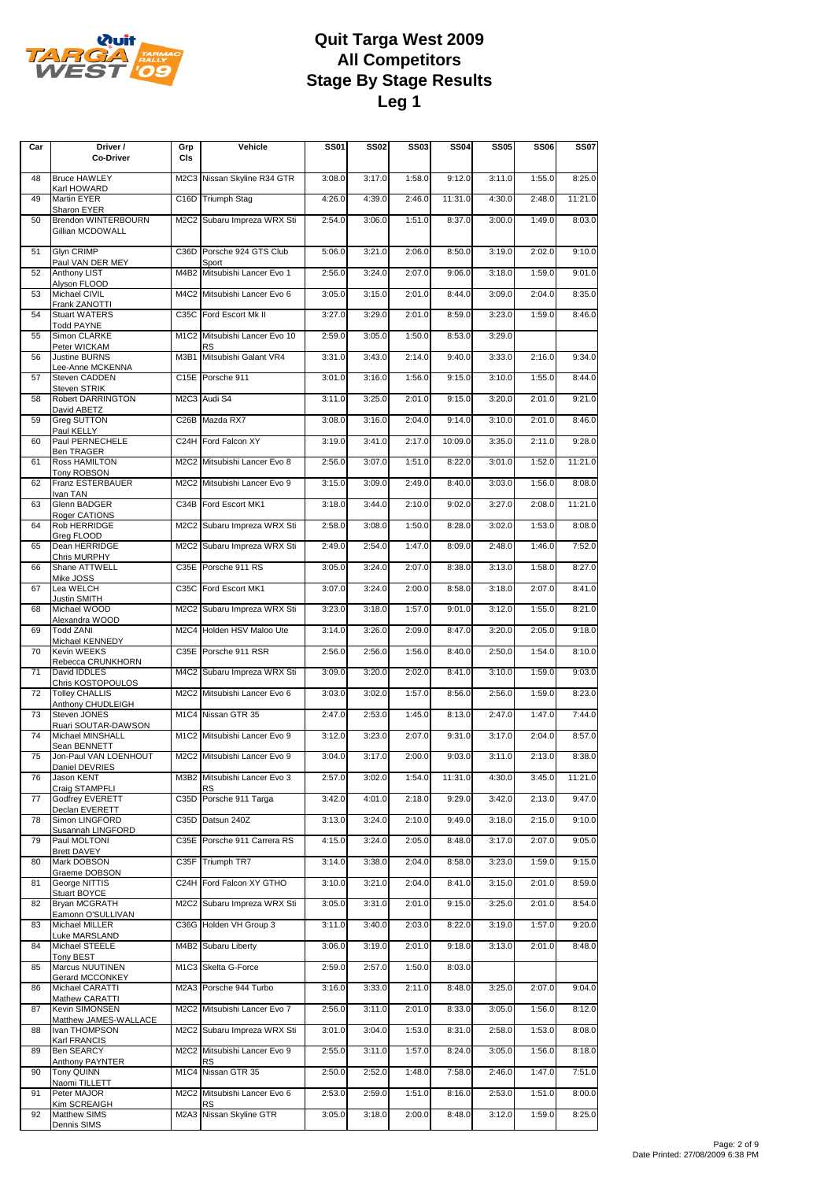# Quit Targa West 2009
# All Competitors
# Stage By Stage Results
# Leg 1

| Car | Driver / Co-Driver | Grp Cls | Vehicle | SS01 | SS02 | SS03 | SS04 | SS05 | SS06 | SS07 |
|---|---|---|---|---|---|---|---|---|---|---|
| 48 | Bruce HAWLEY<br>Karl HOWARD | M2C3 | Nissan Skyline R34 GTR | 3:08.0 | 3:17.0 | 1:58.0 | 9:12.0 | 3:11.0 | 1:55.0 | 8:25.0 |
| 49 | Martin EYER<br>Sharon EYER | C16D | Triumph Stag | 4:26.0 | 4:39.0 | 2:46.0 | 11:31.0 | 4:30.0 | 2:48.0 | 11:21.0 |
| 50 | Brendon WINTERBOURN<br>Gillian MCDOWALL | M2C2 | Subaru Impreza WRX Sti | 2:54.0 | 3:06.0 | 1:51.0 | 8:37.0 | 3:00.0 | 1:49.0 | 8:03.0 |
| 51 | Glyn CRIMP<br>Paul VAN DER MEY | C36D | Porsche 924 GTS Club Sport | 5:06.0 | 3:21.0 | 2:06.0 | 8:50.0 | 3:19.0 | 2:02.0 | 9:10.0 |
| 52 | Anthony LIST<br>Alyson FLOOD | M4B2 | Mitsubishi Lancer Evo 1 | 2:56.0 | 3:24.0 | 2:07.0 | 9:06.0 | 3:18.0 | 1:59.0 | 9:01.0 |
| 53 | Michael CIVIL<br>Frank ZANOTTI | M4C2 | Mitsubishi Lancer Evo 6 | 3:05.0 | 3:15.0 | 2:01.0 | 8:44.0 | 3:09.0 | 2:04.0 | 8:35.0 |
| 54 | Stuart WATERS<br>Todd PAYNE | C35C | Ford Escort Mk II | 3:27.0 | 3:29.0 | 2:01.0 | 8:59.0 | 3:23.0 | 1:59.0 | 8:46.0 |
| 55 | Simon CLARKE<br>Peter WICKAM | M1C2 | Mitsubishi Lancer Evo 10 RS | 2:59.0 | 3:05.0 | 1:50.0 | 8:53.0 | 3:29.0 | | |
| 56 | Justine BURNS<br>Lee-Anne MCKENNA | M3B1 | Mitsubishi Galant VR4 | 3:31.0 | 3:43.0 | 2:14.0 | 9:40.0 | 3:33.0 | 2:16.0 | 9:34.0 |
| 57 | Steven CADDEN<br>Steven STRIK | C15E | Porsche 911 | 3:01.0 | 3:16.0 | 1:56.0 | 9:15.0 | 3:10.0 | 1:55.0 | 8:44.0 |
| 58 | Robert DARRINGTON<br>David ABETZ | M2C3 | Audi S4 | 3:11.0 | 3:25.0 | 2:01.0 | 9:15.0 | 3:20.0 | 2:01.0 | 9:21.0 |
| 59 | Greg SUTTON<br>Paul KELLY | C26B | Mazda RX7 | 3:08.0 | 3:16.0 | 2:04.0 | 9:14.0 | 3:10.0 | 2:01.0 | 8:46.0 |
| 60 | Paul PERNECHELE<br>Ben TRAGER | C24H | Ford Falcon XY | 3:19.0 | 3:41.0 | 2:17.0 | 10:09.0 | 3:35.0 | 2:11.0 | 9:28.0 |
| 61 | Ross HAMILTON<br>Tony ROBSON | M2C2 | Mitsubishi Lancer Evo 8 | 2:56.0 | 3:07.0 | 1:51.0 | 8:22.0 | 3:01.0 | 1:52.0 | 11:21.0 |
| 62 | Franz ESTERBAUER<br>Ivan TAN | M2C2 | Mitsubishi Lancer Evo 9 | 3:15.0 | 3:09.0 | 2:49.0 | 8:40.0 | 3:03.0 | 1:56.0 | 8:08.0 |
| 63 | Glenn BADGER<br>Roger CATIONS | C34B | Ford Escort MK1 | 3:18.0 | 3:44.0 | 2:10.0 | 9:02.0 | 3:27.0 | 2:08.0 | 11:21.0 |
| 64 | Rob HERRIDGE<br>Greg FLOOD | M2C2 | Subaru Impreza WRX Sti | 2:58.0 | 3:08.0 | 1:50.0 | 8:28.0 | 3:02.0 | 1:53.0 | 8:08.0 |
| 65 | Dean HERRIDGE<br>Chris MURPHY | M2C2 | Subaru Impreza WRX Sti | 2:49.0 | 2:54.0 | 1:47.0 | 8:09.0 | 2:48.0 | 1:46.0 | 7:52.0 |
| 66 | Shane ATTWELL<br>Mike JOSS | C35E | Porsche 911 RS | 3:05.0 | 3:24.0 | 2:07.0 | 8:38.0 | 3:13.0 | 1:58.0 | 8:27.0 |
| 67 | Lea WELCH<br>Justin SMITH | C35C | Ford Escort MK1 | 3:07.0 | 3:24.0 | 2:00.0 | 8:58.0 | 3:18.0 | 2:07.0 | 8:41.0 |
| 68 | Michael WOOD<br>Alexandra WOOD | M2C2 | Subaru Impreza WRX Sti | 3:23.0 | 3:18.0 | 1:57.0 | 9:01.0 | 3:12.0 | 1:55.0 | 8:21.0 |
| 69 | Todd ZANI<br>Michael KENNEDY | M2C4 | Holden HSV Maloo Ute | 3:14.0 | 3:26.0 | 2:09.0 | 8:47.0 | 3:20.0 | 2:05.0 | 9:18.0 |
| 70 | Kevin WEEKS<br>Rebecca CRUNKHORN | C35E | Porsche 911 RSR | 2:56.0 | 2:56.0 | 1:56.0 | 8:40.0 | 2:50.0 | 1:54.0 | 8:10.0 |
| 71 | David IDDLES<br>Chris KOSTOPOULOS | M4C2 | Subaru Impreza WRX Sti | 3:09.0 | 3:20.0 | 2:02.0 | 8:41.0 | 3:10.0 | 1:59.0 | 9:03.0 |
| 72 | Tolley CHALLIS<br>Anthony CHUDLEIGH | M2C2 | Mitsubishi Lancer Evo 6 | 3:03.0 | 3:02.0 | 1:57.0 | 8:56.0 | 2:56.0 | 1:59.0 | 8:23.0 |
| 73 | Steven JONES<br>Ruari SOUTAR-DAWSON | M1C4 | Nissan GTR 35 | 2:47.0 | 2:53.0 | 1:45.0 | 8:13.0 | 2:47.0 | 1:47.0 | 7:44.0 |
| 74 | Michael MINSHALL<br>Sean BENNETT | M1C2 | Mitsubishi Lancer Evo 9 | 3:12.0 | 3:23.0 | 2:07.0 | 9:31.0 | 3:17.0 | 2:04.0 | 8:57.0 |
| 75 | Jon-Paul VAN LOENHOUT<br>Daniel DEVRIES | M2C2 | Mitsubishi Lancer Evo 9 | 3:04.0 | 3:17.0 | 2:00.0 | 9:03.0 | 3:11.0 | 2:13.0 | 8:38.0 |
| 76 | Jason KENT<br>Craig STAMPFLI | M3B2 | Mitsubishi Lancer Evo 3 RS | 2:57.0 | 3:02.0 | 1:54.0 | 11:31.0 | 4:30.0 | 3:45.0 | 11:21.0 |
| 77 | Godfrey EVERETT<br>Declan EVERETT | C35D | Porsche 911 Targa | 3:42.0 | 4:01.0 | 2:18.0 | 9:29.0 | 3:42.0 | 2:13.0 | 9:47.0 |
| 78 | Simon LINGFORD<br>Susannah LINGFORD | C35D | Datsun 240Z | 3:13.0 | 3:24.0 | 2:10.0 | 9:49.0 | 3:18.0 | 2:15.0 | 9:10.0 |
| 79 | Paul MOLTONI<br>Brett DAVEY | C35E | Porsche 911 Carrera RS | 4:15.0 | 3:24.0 | 2:05.0 | 8:48.0 | 3:17.0 | 2:07.0 | 9:05.0 |
| 80 | Mark DOBSON<br>Graeme DOBSON | C35F | Triumph TR7 | 3:14.0 | 3:38.0 | 2:04.0 | 8:58.0 | 3:23.0 | 1:59.0 | 9:15.0 |
| 81 | George NITTIS<br>Stuart BOYCE | C24H | Ford Falcon XY GTHO | 3:10.0 | 3:21.0 | 2:04.0 | 8:41.0 | 3:15.0 | 2:01.0 | 8:59.0 |
| 82 | Bryan MCGRATH<br>Eamonn O'SULLIVAN | M2C2 | Subaru Impreza WRX Sti | 3:05.0 | 3:31.0 | 2:01.0 | 9:15.0 | 3:25.0 | 2:01.0 | 8:54.0 |
| 83 | Michael MILLER<br>Luke MARSLAND | C36G | Holden VH Group 3 | 3:11.0 | 3:40.0 | 2:03.0 | 8:22.0 | 3:19.0 | 1:57.0 | 9:20.0 |
| 84 | Michael STEELE<br>Tony BEST | M4B2 | Subaru Liberty | 3:06.0 | 3:19.0 | 2:01.0 | 9:18.0 | 3:13.0 | 2:01.0 | 8:48.0 |
| 85 | Marcus NUUTINEN<br>Gerard MCCONKEY | M1C3 | Skelta G-Force | 2:59.0 | 2:57.0 | 1:50.0 | 8:03.0 | | | |
| 86 | Michael CARATTI<br>Mathew CARATTI | M2A3 | Porsche 944 Turbo | 3:16.0 | 3:33.0 | 2:11.0 | 8:48.0 | 3:25.0 | 2:07.0 | 9:04.0 |
| 87 | Kevin SIMONSEN<br>Matthew JAMES-WALLACE | M2C2 | Mitsubishi Lancer Evo 7 | 2:56.0 | 3:11.0 | 2:01.0 | 8:33.0 | 3:05.0 | 1:56.0 | 8:12.0 |
| 88 | Ivan THOMPSON<br>Karl FRANCIS | M2C2 | Subaru Impreza WRX Sti | 3:01.0 | 3:04.0 | 1:53.0 | 8:31.0 | 2:58.0 | 1:53.0 | 8:08.0 |
| 89 | Ben SEARCY<br>Anthony PAYNTER | M2C2 | Mitsubishi Lancer Evo 9 RS | 2:55.0 | 3:11.0 | 1:57.0 | 8:24.0 | 3:05.0 | 1:56.0 | 8:18.0 |
| 90 | Tony QUINN<br>Naomi TILLETT | M1C4 | Nissan GTR 35 | 2:50.0 | 2:52.0 | 1:48.0 | 7:58.0 | 2:46.0 | 1:47.0 | 7:51.0 |
| 91 | Peter MAJOR<br>Kim SCREAIGH | M2C2 | Mitsubishi Lancer Evo 6 RS | 2:53.0 | 2:59.0 | 1:51.0 | 8:16.0 | 2:53.0 | 1:51.0 | 8:00.0 |
| 92 | Matthew SIMS<br>Dennis SIMS | M2A3 | Nissan Skyline GTR | 3:05.0 | 3:18.0 | 2:00.0 | 8:48.0 | 3:12.0 | 1:59.0 | 8:25.0 |

Date Printed: 27/08/2009 6:38 PM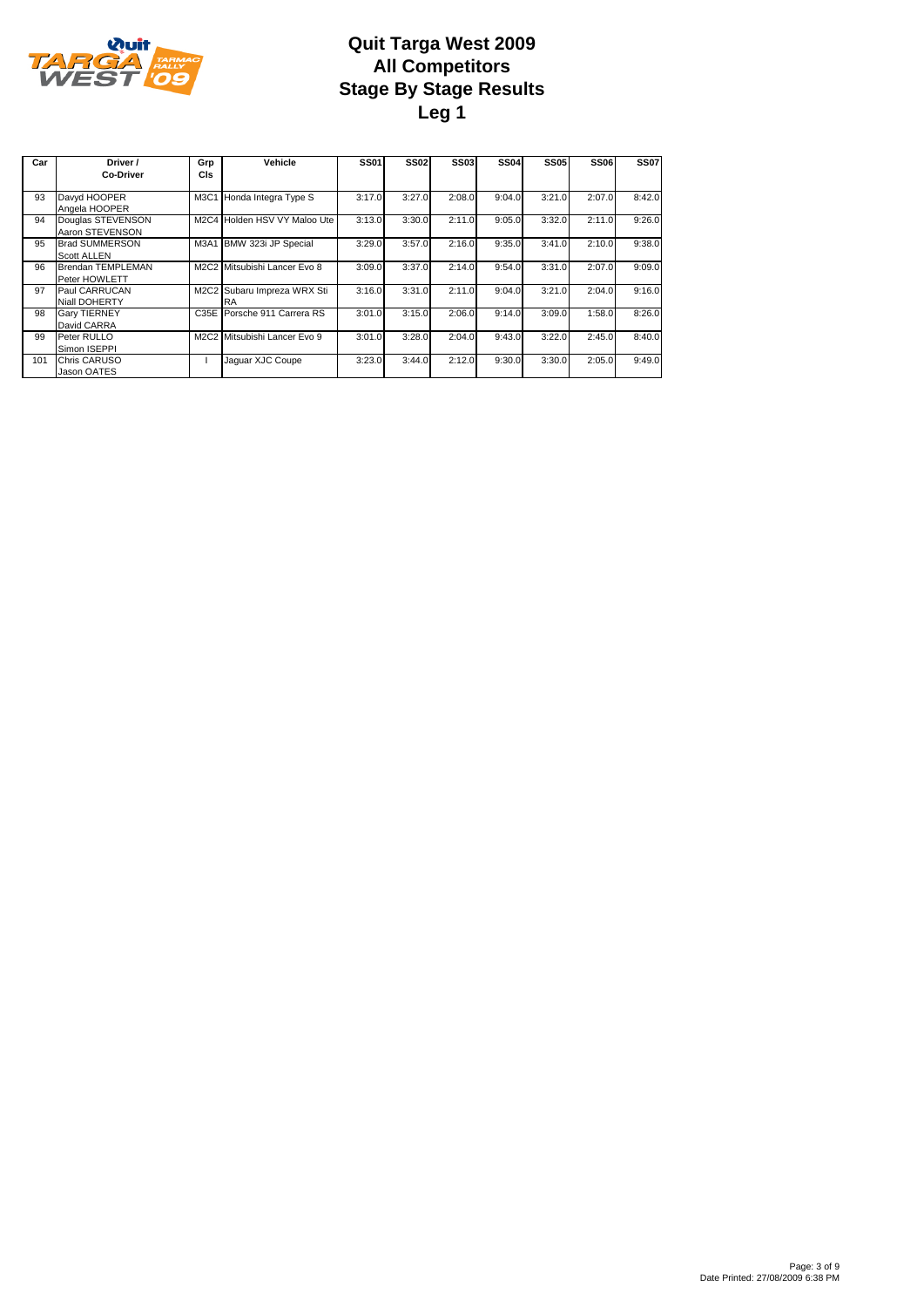# Quit Targa West 2009
## All Competitors
## Stage By Stage Results
## Leg 1

| Car | Driver / Co-Driver | Grp Cls | Vehicle | SS01 | SS02 | SS03 | SS04 | SS05 | SS06 | SS07 |
|---|---|---|---|---|---|---|---|---|---|---|
| 93 | Davyd HOOPER<br>Angela HOOPER | M3C1 | Honda Integra Type S | 3:17.0 | 3:27.0 | 2:08.0 | 9:04.0 | 3:21.0 | 2:07.0 | 8:42.0 |
| 94 | Douglas STEVENSON<br>Aaron STEVENSON | M2C4 | Holden HSV VY Maloo Ute | 3:13.0 | 3:30.0 | 2:11.0 | 9:05.0 | 3:32.0 | 2:11.0 | 9:26.0 |
| 95 | Brad SUMMERSON<br>Scott ALLEN | M3A1 | BMW 323i JP Special | 3:29.0 | 3:57.0 | 2:16.0 | 9:35.0 | 3:41.0 | 2:10.0 | 9:38.0 |
| 96 | Brendan TEMPLEMAN<br>Peter HOWLETT | M2C2 | Mitsubishi Lancer Evo 8 | 3:09.0 | 3:37.0 | 2:14.0 | 9:54.0 | 3:31.0 | 2:07.0 | 9:09.0 |
| 97 | Paul CARRUCAN<br>Niall DOHERTY | M2C2 | Subaru Impreza WRX Sti RA | 3:16.0 | 3:31.0 | 2:11.0 | 9:04.0 | 3:21.0 | 2:04.0 | 9:16.0 |
| 98 | Gary TIERNEY<br>David CARRA | C35E | Porsche 911 Carrera RS | 3:01.0 | 3:15.0 | 2:06.0 | 9:14.0 | 3:09.0 | 1:58.0 | 8:26.0 |
| 99 | Peter RULLO<br>Simon ISEPPI | M2C2 | Mitsubishi Lancer Evo 9 | 3:01.0 | 3:28.0 | 2:04.0 | 9:43.0 | 3:22.0 | 2:45.0 | 8:40.0 |
| 101 | Chris CARUSO<br>Jason OATES | I | Jaguar XJC Coupe | 3:23.0 | 3:44.0 | 2:12.0 | 9:30.0 | 3:30.0 | 2:05.0 | 9:49.0 |

Date Printed: 27/08/2009 6:38 PM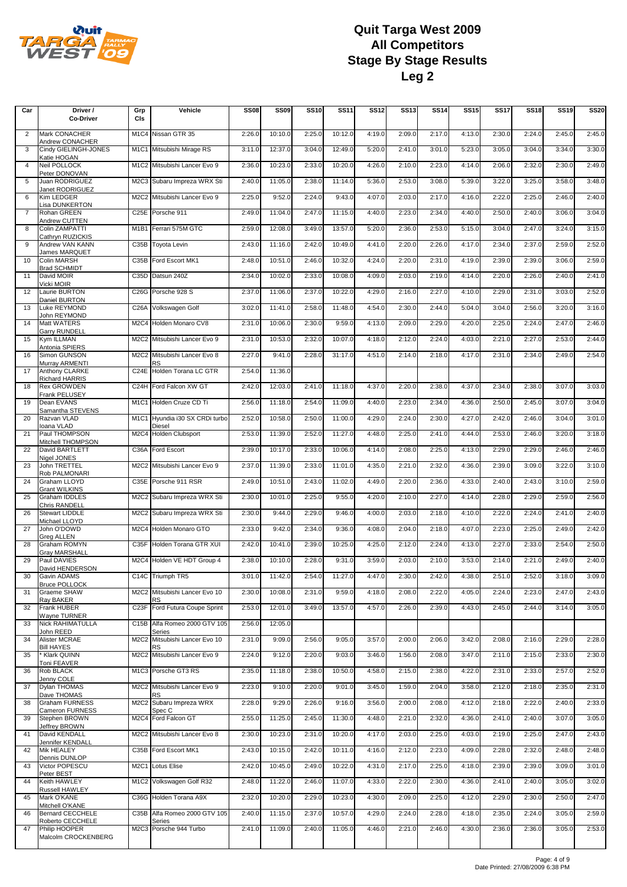# Quit Targa West 2009
## All Competitors
## Stage By Stage Results
## Leg 2

| Car | Driver / Co-Driver | Grp Cls | Vehicle | SS08 | SS09 | SS10 | SS11 | SS12 | SS13 | SS14 | SS15 | SS17 | SS18 | SS19 | SS20 |
|---|---|---|---|---|---|---|---|---|---|---|---|---|---|---|---|
| 2 | Mark CONACHER<br>Andrew CONACHER | M1C4 | Nissan GTR 35 | 2:26.0 | 10:10.0 | 2:25.0 | 10:12.0 | 4:19.0 | 2:09.0 | 2:17.0 | 4:13.0 | 2:30.0 | 2:24.0 | 2:45.0 | 2:45.0 |
| 3 | Cindy GIELINGH-JONES<br>Katie HOGAN | M1C1 | Mitsubishi Mirage RS | 3:11.0 | 12:37.0 | 3:04.0 | 12:49.0 | 5:20.0 | 2:41.0 | 3:01.0 | 5:23.0 | 3:05.0 | 3:04.0 | 3:34.0 | 3:30.0 |
| 4 | Neil POLLOCK<br>Peter DONOVAN | M1C2 | Mitsubishi Lancer Evo 9 | 2:36.0 | 10:23.0 | 2:33.0 | 10:20.0 | 4:26.0 | 2:10.0 | 2:23.0 | 4:14.0 | 2:06.0 | 2:32.0 | 2:30.0 | 2:49.0 |
| 5 | Juan RODRIGUEZ<br>Janet RODRIGUEZ | M2C3 | Subaru Impreza WRX Sti | 2:40.0 | 11:05.0 | 2:38.0 | 11:14.0 | 5:36.0 | 2:53.0 | 3:08.0 | 5:39.0 | 3:22.0 | 3:25.0 | 3:58.0 | 3:48.0 |
| 6 | Kim LEDGER<br>Lisa DUNKERTON | M2C2 | Mitsubishi Lancer Evo 9 | 2:25.0 | 9:52.0 | 2:24.0 | 9:43.0 | 4:07.0 | 2:03.0 | 2:17.0 | 4:16.0 | 2:22.0 | 2:25.0 | 2:46.0 | 2:40.0 |
| 7 | Rohan GREEN<br>Andrew CUTTEN | C25E | Porsche 911 | 2:49.0 | 11:04.0 | 2:47.0 | 11:15.0 | 4:40.0 | 2:23.0 | 2:34.0 | 4:40.0 | 2:50.0 | 2:40.0 | 3:06.0 | 3:04.0 |
| 8 | Colin ZAMPATTI<br>Cathryn RUZICKIS | M1B1 | Ferrari 575M GTC | 2:59.0 | 12:08.0 | 3:49.0 | 13:57.0 | 5:20.0 | 2:36.0 | 2:53.0 | 5:15.0 | 3:04.0 | 2:47.0 | 3:24.0 | 3:15.0 |
| 9 | Andrew VAN KANN<br>James MARQUET | C35B | Toyota Levin | 2:43.0 | 11:16.0 | 2:42.0 | 10:49.0 | 4:41.0 | 2:20.0 | 2:26.0 | 4:17.0 | 2:34.0 | 2:37.0 | 2:59.0 | 2:52.0 |
| 10 | Colin MARSH<br>Brad SCHMIDT | C35B | Ford Escort MK1 | 2:48.0 | 10:51.0 | 2:46.0 | 10:32.0 | 4:24.0 | 2:20.0 | 2:31.0 | 4:19.0 | 2:39.0 | 2:39.0 | 3:06.0 | 2:59.0 |
| 11 | David MOIR<br>Vicki MOIR | C35D | Datsun 240Z | 2:34.0 | 10:02.0 | 2:33.0 | 10:08.0 | 4:09.0 | 2:03.0 | 2:19.0 | 4:14.0 | 2:20.0 | 2:26.0 | 2:40.0 | 2:41.0 |
| 12 | Laurie BURTON<br>Daniel BURTON | C26G | Porsche 928 S | 2:37.0 | 11:06.0 | 2:37.0 | 10:22.0 | 4:29.0 | 2:16.0 | 2:27.0 | 4:10.0 | 2:29.0 | 2:31.0 | 3:03.0 | 2:52.0 |
| 13 | Luke REYMOND<br>John REYMOND | C26A | Volkswagen Golf | 3:02.0 | 11:41.0 | 2:58.0 | 11:48.0 | 4:54.0 | 2:30.0 | 2:44.0 | 5:04.0 | 3:04.0 | 2:56.0 | 3:20.0 | 3:16.0 |
| 14 | Matt WATERS<br>Garry RUNDELL | M2C4 | Holden Monaro CV8 | 2:31.0 | 10:06.0 | 2:30.0 | 9:59.0 | 4:13.0 | 2:09.0 | 2:29.0 | 4:20.0 | 2:25.0 | 2:24.0 | 2:47.0 | 2:46.0 |
| 15 | Kym ILLMAN<br>Antonia SPIERS | M2C2 | Mitsubishi Lancer Evo 9 | 2:31.0 | 10:53.0 | 2:32.0 | 10:07.0 | 4:18.0 | 2:12.0 | 2:24.0 | 4:03.0 | 2:21.0 | 2:27.0 | 2:53.0 | 2:44.0 |
| 16 | Simon GUNSON<br>Murray ARMENTI | M2C2 | Mitsubishi Lancer Evo 8 RS | 2:27.0 | 9:41.0 | 2:28.0 | 31:17.0 | 4:51.0 | 2:14.0 | 2:18.0 | 4:17.0 | 2:31.0 | 2:34.0 | 2:49.0 | 2:54.0 |
| 17 | Anthony CLARKE<br>Richard HARRIS | C24E | Holden Torana LC GTR | 2:54.0 | 11:36.0 | | | | | | | | | | |
| 18 | Rex GROWDEN<br>Frank PELUSEY | C24H | Ford Falcon XW GT | 2:42.0 | 12:03.0 | 2:41.0 | 11:18.0 | 4:37.0 | 2:20.0 | 2:38.0 | 4:37.0 | 2:34.0 | 2:38.0 | 3:07.0 | 3:03.0 |
| 19 | Dean EVANS<br>Samantha STEVENS | M1C1 | Holden Cruze CD Ti | 2:56.0 | 11:18.0 | 2:54.0 | 11:09.0 | 4:40.0 | 2:23.0 | 2:34.0 | 4:36.0 | 2:50.0 | 2:45.0 | 3:07.0 | 3:04.0 |
| 20 | Razvan VLAD<br>Ioana VLAD | M1C1 | Hyundia i30 SX CRDi turbo Diesel | 2:52.0 | 10:58.0 | 2:50.0 | 11:00.0 | 4:29.0 | 2:24.0 | 2:30.0 | 4:27.0 | 2:42.0 | 2:46.0 | 3:04.0 | 3:01.0 |
| 21 | Paul THOMPSON<br>Mitchell THOMPSON | M2C4 | Holden Clubsport | 2:53.0 | 11:39.0 | 2:52.0 | 11:27.0 | 4:48.0 | 2:25.0 | 2:41.0 | 4:44.0 | 2:53.0 | 2:46.0 | 3:20.0 | 3:18.0 |
| 22 | David BARTLETT<br>Nigel JONES | C36A | Ford Escort | 2:39.0 | 10:17.0 | 2:33.0 | 10:06.0 | 4:14.0 | 2:08.0 | 2:25.0 | 4:13.0 | 2:29.0 | 2:29.0 | 2:46.0 | 2:46.0 |
| 23 | John TRETTEL<br>Rob PALMONARI | M2C2 | Mitsubishi Lancer Evo 9 | 2:37.0 | 11:39.0 | 2:33.0 | 11:01.0 | 4:35.0 | 2:21.0 | 2:32.0 | 4:36.0 | 2:39.0 | 3:09.0 | 3:22.0 | 3:10.0 |
| 24 | Graham LLOYD<br>Grant WILKINS | C35E | Porsche 911 RSR | 2:49.0 | 10:51.0 | 2:43.0 | 11:02.0 | 4:49.0 | 2:20.0 | 2:36.0 | 4:33.0 | 2:40.0 | 2:43.0 | 3:10.0 | 2:59.0 |
| 25 | Graham IDDLES<br>Chris RANDELL | M2C2 | Subaru Impreza WRX Sti | 2:30.0 | 10:01.0 | 2:25.0 | 9:55.0 | 4:20.0 | 2:10.0 | 2:27.0 | 4:14.0 | 2:28.0 | 2:29.0 | 2:59.0 | 2:56.0 |
| 26 | Stewart LIDDLE<br>Michael LLOYD | M2C2 | Subaru Impreza WRX Sti | 2:30.0 | 9:44.0 | 2:29.0 | 9:46.0 | 4:00.0 | 2:03.0 | 2:18.0 | 4:10.0 | 2:22.0 | 2:24.0 | 2:41.0 | 2:40.0 |
| 27 | John O'DOWD<br>Greg ALLEN | M2C4 | Holden Monaro GTO | 2:33.0 | 9:42.0 | 2:34.0 | 9:36.0 | 4:08.0 | 2:04.0 | 2:18.0 | 4:07.0 | 2:23.0 | 2:25.0 | 2:49.0 | 2:42.0 |
| 28 | Graham ROMYN<br>Gray MARSHALL | C35F | Holden Torana GTR XUI | 2:42.0 | 10:41.0 | 2:39.0 | 10:25.0 | 4:25.0 | 2:12.0 | 2:24.0 | 4:13.0 | 2:27.0 | 2:33.0 | 2:54.0 | 2:50.0 |
| 29 | Paul DAVIES<br>David HENDERSON | M2C4 | Holden VE HDT Group 4 | 2:38.0 | 10:10.0 | 2:28.0 | 9:31.0 | 3:59.0 | 2:03.0 | 2:10.0 | 3:53.0 | 2:14.0 | 2:21.0 | 2:49.0 | 2:40.0 |
| 30 | Gavin ADAMS<br>Bruce POLLOCK | C14C | Triumph TR5 | 3:01.0 | 11:42.0 | 2:54.0 | 11:27.0 | 4:47.0 | 2:30.0 | 2:42.0 | 4:38.0 | 2:51.0 | 2:52.0 | 3:18.0 | 3:09.0 |
| 31 | Graeme SHAW<br>Ray BAKER | M2C2 | Mitsubishi Lancer Evo 10 RS | 2:30.0 | 10:08.0 | 2:31.0 | 9:59.0 | 4:18.0 | 2:08.0 | 2:22.0 | 4:05.0 | 2:24.0 | 2:23.0 | 2:47.0 | 2:43.0 |
| 32 | Frank HUBER<br>Wayne TURNER | C23F | Ford Futura Coupe Sprint | 2:53.0 | 12:01.0 | 3:49.0 | 13:57.0 | 4:57.0 | 2:26.0 | 2:39.0 | 4:43.0 | 2:45.0 | 2:44.0 | 3:14.0 | 3:05.0 |
| 33 | Nick RAHIMATULLA<br>John REED | C15B | Alfa Romeo 2000 GTV 105 Series | 2:56.0 | 12:05.0 | | | | | | | | | | |
| 34 | Alister MCRAE<br>Bill HAYES | M2C2 | Mitsubishi Lancer Evo 10 RS | 2:31.0 | 9:09.0 | 2:56.0 | 9:05.0 | 3:57.0 | 2:00.0 | 2:06.0 | 3:42.0 | 2:08.0 | 2:16.0 | 2:29.0 | 2:28.0 |
| 35 | * Klark QUINN<br>Toni FEAVER | M2C2 | Mitsubishi Lancer Evo 9 | 2:24.0 | 9:12.0 | 2:20.0 | 9:03.0 | 3:46.0 | 1:56.0 | 2:08.0 | 3:47.0 | 2:11.0 | 2:15.0 | 2:33.0 | 2:30.0 |
| 36 | Rob BLACK<br>Jenny COLE | M1C3 | Porsche GT3 RS | 2:35.0 | 11:18.0 | 2:38.0 | 10:50.0 | 4:58.0 | 2:15.0 | 2:38.0 | 4:22.0 | 2:31.0 | 2:33.0 | 2:57.0 | 2:52.0 |
| 37 | Dylan THOMAS<br>Dave THOMAS | M2C2 | Mitsubishi Lancer Evo 9 RS | 2:23.0 | 9:10.0 | 2:20.0 | 9:01.0 | 3:45.0 | 1:59.0 | 2:04.0 | 3:58.0 | 2:12.0 | 2:18.0 | 2:35.0 | 2:31.0 |
| 38 | Graham FURNESS<br>Cameron FURNESS | M2C2 | Subaru Impreza WRX Spec C | 2:28.0 | 9:29.0 | 2:26.0 | 9:16.0 | 3:56.0 | 2:00.0 | 2:08.0 | 4:12.0 | 2:18.0 | 2:22.0 | 2:40.0 | 2:33.0 |
| 39 | Stephen BROWN<br>Jeffrey BROWN | M2C4 | Ford Falcon GT | 2:55.0 | 11:25.0 | 2:45.0 | 11:30.0 | 4:48.0 | 2:21.0 | 2:32.0 | 4:36.0 | 2:41.0 | 2:40.0 | 3:07.0 | 3:05.0 |
| 41 | David KENDALL<br>Jennifer KENDALL | M2C2 | Mitsubishi Lancer Evo 8 | 2:30.0 | 10:23.0 | 2:31.0 | 10:20.0 | 4:17.0 | 2:03.0 | 2:25.0 | 4:03.0 | 2:19.0 | 2:25.0 | 2:47.0 | 2:43.0 |
| 42 | Mik HEALEY<br>Dennis DUNLOP | C35B | Ford Escort MK1 | 2:43.0 | 10:15.0 | 2:42.0 | 10:11.0 | 4:16.0 | 2:12.0 | 2:23.0 | 4:09.0 | 2:28.0 | 2:32.0 | 2:48.0 | 2:48.0 |
| 43 | Victor POPESCU<br>Peter BEST | M2C1 | Lotus Elise | 2:42.0 | 10:45.0 | 2:49.0 | 10:22.0 | 4:31.0 | 2:17.0 | 2:25.0 | 4:18.0 | 2:39.0 | 2:39.0 | 3:09.0 | 3:01.0 |
| 44 | Keith HAWLEY<br>Russell HAWLEY | M1C2 | Volkswagen Golf R32 | 2:48.0 | 11:22.0 | 2:46.0 | 11:07.0 | 4:33.0 | 2:22.0 | 2:30.0 | 4:36.0 | 2:41.0 | 2:40.0 | 3:05.0 | 3:02.0 |
| 45 | Mark O'KANE<br>Mitchell O'KANE | C36G | Holden Torana A9X | 2:32.0 | 10:20.0 | 2:29.0 | 10:23.0 | 4:30.0 | 2:09.0 | 2:25.0 | 4:12.0 | 2:29.0 | 2:30.0 | 2:50.0 | 2:47.0 |
| 46 | Bernard CECCHELE<br>Roberto CECCHELE | C35B | Alfa Romeo 2000 GTV 105 Series | 2:40.0 | 11:15.0 | 2:37.0 | 10:57.0 | 4:29.0 | 2:24.0 | 2:28.0 | 4:18.0 | 2:35.0 | 2:24.0 | 3:05.0 | 2:59.0 |
| 47 | Philip HOOPER<br>Malcolm CROCKENBERG | M2C3 | Porsche 944 Turbo | 2:41.0 | 11:09.0 | 2:40.0 | 11:05.0 | 4:46.0 | 2:21.0 | 2:46.0 | 4:30.0 | 2:36.0 | 2:36.0 | 3:05.0 | 2:53.0 |

Date Printed: 27/08/2009 6:38 PM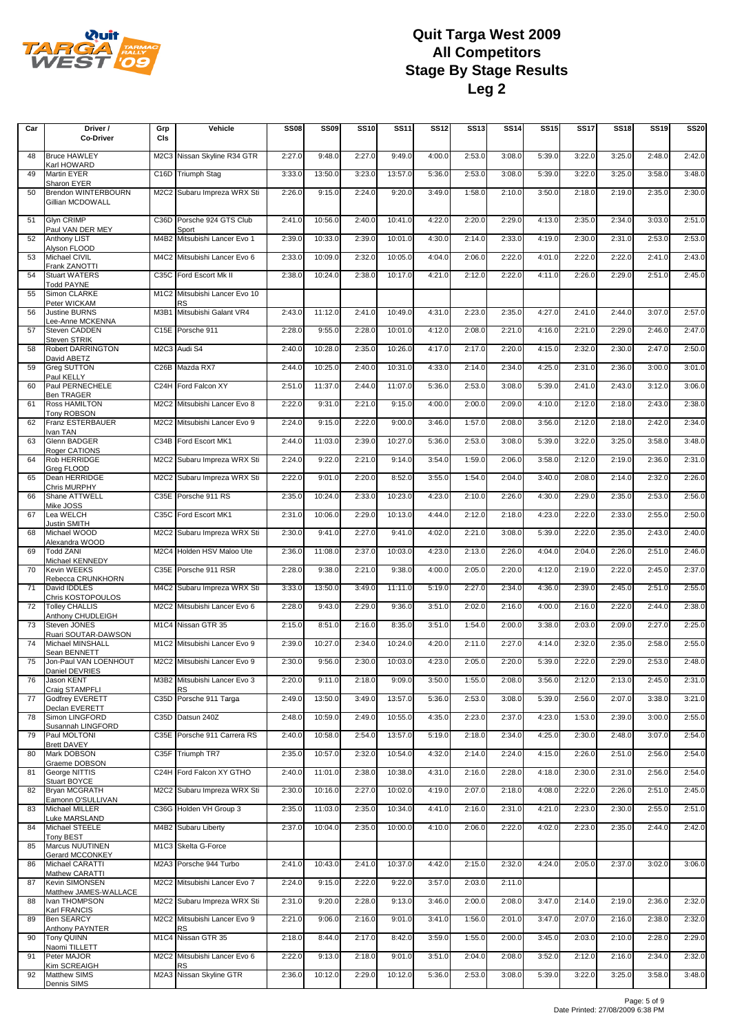# Quit Targa West 2009
# All Competitors
# Stage By Stage Results
# Leg 2

| Car | Driver / Co-Driver | Grp Cls | Vehicle | SS08 | SS09 | SS10 | SS11 | SS12 | SS13 | SS14 | SS15 | SS17 | SS18 | SS19 | SS20 |
|---|---|---|---|---|---|---|---|---|---|---|---|---|---|---|---|
| 48 | Bruce HAWLEY<br>Karl HOWARD | M2C3 | Nissan Skyline R34 GTR | 2:27.0 | 9:48.0 | 2:27.0 | 9:49.0 | 4:00.0 | 2:53.0 | 3:08.0 | 5:39.0 | 3:22.0 | 3:25.0 | 2:48.0 | 2:42.0 |
| 49 | Martin EYER<br>Sharon EYER | C16D | Triumph Stag | 3:33.0 | 13:50.0 | 3:23.0 | 13:57.0 | 5:36.0 | 2:53.0 | 3:08.0 | 5:39.0 | 3:22.0 | 3:25.0 | 3:58.0 | 3:48.0 |
| 50 | Brendon WINTERBOURN<br>Gillian MCDOWALL | M2C2 | Subaru Impreza WRX Sti | 2:26.0 | 9:15.0 | 2:24.0 | 9:20.0 | 3:49.0 | 1:58.0 | 2:10.0 | 3:50.0 | 2:18.0 | 2:19.0 | 2:35.0 | 2:30.0 |
| 51 | Glyn CRIMP<br>Paul VAN DER MEY | C36D | Porsche 924 GTS Club Sport | 2:41.0 | 10:56.0 | 2:40.0 | 10:41.0 | 4:22.0 | 2:20.0 | 2:29.0 | 4:13.0 | 2:35.0 | 2:34.0 | 3:03.0 | 2:51.0 |
| 52 | Anthony LIST<br>Alyson FLOOD | M4B2 | Mitsubishi Lancer Evo 1 | 2:39.0 | 10:33.0 | 2:39.0 | 10:01.0 | 4:30.0 | 2:14.0 | 2:33.0 | 4:19.0 | 2:30.0 | 2:31.0 | 2:53.0 | 2:53.0 |
| 53 | Michael CIVIL<br>Frank ZANOTTI | M4C2 | Mitsubishi Lancer Evo 6 | 2:33.0 | 10:09.0 | 2:32.0 | 10:05.0 | 4:04.0 | 2:06.0 | 2:22.0 | 4:01.0 | 2:22.0 | 2:22.0 | 2:41.0 | 2:43.0 |
| 54 | Stuart WATERS<br>Todd PAYNE | C35C | Ford Escort Mk II | 2:38.0 | 10:24.0 | 2:38.0 | 10:17.0 | 4:21.0 | 2:12.0 | 2:22.0 | 4:11.0 | 2:26.0 | 2:29.0 | 2:51.0 | 2:45.0 |
| 55 | Simon CLARKE<br>Peter WICKAM | M1C2 | Mitsubishi Lancer Evo 10 RS | | | | | | | | | | | | |
| 56 | Justine BURNS<br>Lee-Anne MCKENNA | M3B1 | Mitsubishi Galant VR4 | 2:43.0 | 11:12.0 | 2:41.0 | 10:49.0 | 4:31.0 | 2:23.0 | 2:35.0 | 4:27.0 | 2:41.0 | 2:44.0 | 3:07.0 | 2:57.0 |
| 57 | Steven CADDEN<br>Steven STRIK | C15E | Porsche 911 | 2:28.0 | 9:55.0 | 2:28.0 | 10:01.0 | 4:12.0 | 2:08.0 | 2:21.0 | 4:16.0 | 2:21.0 | 2:29.0 | 2:46.0 | 2:47.0 |
| 58 | Robert DARRINGTON<br>David ABETZ | M2C3 | Audi S4 | 2:40.0 | 10:28.0 | 2:35.0 | 10:26.0 | 4:17.0 | 2:17.0 | 2:20.0 | 4:15.0 | 2:32.0 | 2:30.0 | 2:47.0 | 2:50.0 |
| 59 | Greg SUTTON<br>Paul KELLY | C26B | Mazda RX7 | 2:44.0 | 10:25.0 | 2:40.0 | 10:31.0 | 4:33.0 | 2:14.0 | 2:34.0 | 4:25.0 | 2:31.0 | 2:36.0 | 3:00.0 | 3:01.0 |
| 60 | Paul PERNECHELE<br>Ben TRAGER | C24H | Ford Falcon XY | 2:51.0 | 11:37.0 | 2:44.0 | 11:07.0 | 5:36.0 | 2:53.0 | 3:08.0 | 5:39.0 | 2:41.0 | 2:43.0 | 3:12.0 | 3:06.0 |
| 61 | Ross HAMILTON<br>Tony ROBSON | M2C2 | Mitsubishi Lancer Evo 8 | 2:22.0 | 9:31.0 | 2:21.0 | 9:15.0 | 4:00.0 | 2:00.0 | 2:09.0 | 4:10.0 | 2:12.0 | 2:18.0 | 2:43.0 | 2:38.0 |
| 62 | Franz ESTERBAUER<br>Ivan TAN | M2C2 | Mitsubishi Lancer Evo 9 | 2:24.0 | 9:15.0 | 2:22.0 | 9:00.0 | 3:46.0 | 1:57.0 | 2:08.0 | 3:56.0 | 2:12.0 | 2:18.0 | 2:42.0 | 2:34.0 |
| 63 | Glenn BADGER<br>Roger CATIONS | C34B | Ford Escort MK1 | 2:44.0 | 11:03.0 | 2:39.0 | 10:27.0 | 5:36.0 | 2:53.0 | 3:08.0 | 5:39.0 | 3:22.0 | 3:25.0 | 3:58.0 | 3:48.0 |
| 64 | Rob HERRIDGE<br>Greg FLOOD | M2C2 | Subaru Impreza WRX Sti | 2:24.0 | 9:22.0 | 2:21.0 | 9:14.0 | 3:54.0 | 1:59.0 | 2:06.0 | 3:58.0 | 2:12.0 | 2:19.0 | 2:36.0 | 2:31.0 |
| 65 | Dean HERRIDGE<br>Chris MURPHY | M2C2 | Subaru Impreza WRX Sti | 2:22.0 | 9:01.0 | 2:20.0 | 8:52.0 | 3:55.0 | 1:54.0 | 2:04.0 | 3:40.0 | 2:08.0 | 2:14.0 | 2:32.0 | 2:26.0 |
| 66 | Shane ATTWELL<br>Mike JOSS | C35E | Porsche 911 RS | 2:35.0 | 10:24.0 | 2:33.0 | 10:23.0 | 4:23.0 | 2:10.0 | 2:26.0 | 4:30.0 | 2:29.0 | 2:35.0 | 2:53.0 | 2:56.0 |
| 67 | Lea WELCH<br>Justin SMITH | C35C | Ford Escort MK1 | 2:31.0 | 10:06.0 | 2:29.0 | 10:13.0 | 4:44.0 | 2:12.0 | 2:18.0 | 4:23.0 | 2:22.0 | 2:33.0 | 2:55.0 | 2:50.0 |
| 68 | Michael WOOD<br>Alexandra WOOD | M2C2 | Subaru Impreza WRX Sti | 2:30.0 | 9:41.0 | 2:27.0 | 9:41.0 | 4:02.0 | 2:21.0 | 3:08.0 | 5:39.0 | 2:22.0 | 2:35.0 | 2:43.0 | 2:40.0 |
| 69 | Todd ZANI<br>Michael KENNEDY | M2C4 | Holden HSV Maloo Ute | 2:36.0 | 11:08.0 | 2:37.0 | 10:03.0 | 4:23.0 | 2:13.0 | 2:26.0 | 4:04.0 | 2:04.0 | 2:26.0 | 2:51.0 | 2:46.0 |
| 70 | Kevin WEEKS<br>Rebecca CRUNKHORN | C35E | Porsche 911 RSR | 2:28.0 | 9:38.0 | 2:21.0 | 9:38.0 | 4:00.0 | 2:05.0 | 2:20.0 | 4:12.0 | 2:19.0 | 2:22.0 | 2:45.0 | 2:37.0 |
| 71 | David IDDLES<br>Chris KOSTOPOULOS | M4C2 | Subaru Impreza WRX Sti | 3:33.0 | 13:50.0 | 3:49.0 | 11:11.0 | 5:19.0 | 2:27.0 | 2:34.0 | 4:36.0 | 2:39.0 | 2:45.0 | 2:51.0 | 2:55.0 |
| 72 | Tolley CHALLIS<br>Anthony CHUDLEIGH | M2C2 | Mitsubishi Lancer Evo 6 | 2:28.0 | 9:43.0 | 2:29.0 | 9:36.0 | 3:51.0 | 2:02.0 | 2:16.0 | 4:00.0 | 2:16.0 | 2:22.0 | 2:44.0 | 2:38.0 |
| 73 | Steven JONES<br>Ruari SOUTAR-DAWSON | M1C4 | Nissan GTR 35 | 2:15.0 | 8:51.0 | 2:16.0 | 8:35.0 | 3:51.0 | 1:54.0 | 2:00.0 | 3:38.0 | 2:03.0 | 2:09.0 | 2:27.0 | 2:25.0 |
| 74 | Michael MINSHALL<br>Sean BENNETT | M1C2 | Mitsubishi Lancer Evo 9 | 2:39.0 | 10:27.0 | 2:34.0 | 10:24.0 | 4:20.0 | 2:11.0 | 2:27.0 | 4:14.0 | 2:32.0 | 2:35.0 | 2:58.0 | 2:55.0 |
| 75 | Jon-Paul VAN LOENHOUT<br>Daniel DEVRIES | M2C2 | Mitsubishi Lancer Evo 9 | 2:30.0 | 9:56.0 | 2:30.0 | 10:03.0 | 4:23.0 | 2:05.0 | 2:20.0 | 5:39.0 | 2:22.0 | 2:29.0 | 2:53.0 | 2:48.0 |
| 76 | Jason KENT<br>Craig STAMPFLI | M3B2 | Mitsubishi Lancer Evo 3 RS | 2:20.0 | 9:11.0 | 2:18.0 | 9:09.0 | 3:50.0 | 1:55.0 | 2:08.0 | 3:56.0 | 2:12.0 | 2:13.0 | 2:45.0 | 2:31.0 |
| 77 | Godfrey EVERETT<br>Declan EVERETT | C35D | Porsche 911 Targa | 2:49.0 | 13:50.0 | 3:49.0 | 13:57.0 | 5:36.0 | 2:53.0 | 3:08.0 | 5:39.0 | 2:56.0 | 2:07.0 | 3:38.0 | 3:21.0 |
| 78 | Simon LINGFORD<br>Susannah LINGFORD | C35D | Datsun 240Z | 2:48.0 | 10:59.0 | 2:49.0 | 10:55.0 | 4:35.0 | 2:23.0 | 2:37.0 | 4:23.0 | 1:53.0 | 2:39.0 | 3:00.0 | 2:55.0 |
| 79 | Paul MOLTONI<br>Brett DAVEY | C35E | Porsche 911 Carrera RS | 2:40.0 | 10:58.0 | 2:54.0 | 13:57.0 | 5:19.0 | 2:18.0 | 2:34.0 | 4:25.0 | 2:30.0 | 2:48.0 | 3:07.0 | 2:54.0 |
| 80 | Mark DOBSON<br>Graeme DOBSON | C35F | Triumph TR7 | 2:35.0 | 10:57.0 | 2:32.0 | 10:54.0 | 4:32.0 | 2:14.0 | 2:24.0 | 4:15.0 | 2:26.0 | 2:51.0 | 2:56.0 | 2:54.0 |
| 81 | George NITTIS<br>Stuart BOYCE | C24H | Ford Falcon XY GTHO | 2:40.0 | 11:01.0 | 2:38.0 | 10:38.0 | 4:31.0 | 2:16.0 | 2:28.0 | 4:18.0 | 2:30.0 | 2:31.0 | 2:56.0 | 2:54.0 |
| 82 | Bryan MCGRATH<br>Eamonn O'SULLIVAN | M2C2 | Subaru Impreza WRX Sti | 2:30.0 | 10:16.0 | 2:27.0 | 10:02.0 | 4:19.0 | 2:07.0 | 2:18.0 | 4:08.0 | 2:22.0 | 2:26.0 | 2:51.0 | 2:45.0 |
| 83 | Michael MILLER<br>Luke MARSLAND | C36G | Holden VH Group 3 | 2:35.0 | 11:03.0 | 2:35.0 | 10:34.0 | 4:41.0 | 2:16.0 | 2:31.0 | 4:21.0 | 2:23.0 | 2:30.0 | 2:55.0 | 2:51.0 |
| 84 | Michael STEELE<br>Tony BEST | M4B2 | Subaru Liberty | 2:37.0 | 10:04.0 | 2:35.0 | 10:00.0 | 4:10.0 | 2:06.0 | 2:22.0 | 4:02.0 | 2:23.0 | 2:35.0 | 2:44.0 | 2:42.0 |
| 85 | Marcus NUUTINEN<br>Gerard MCCONKEY | M1C3 | Skelta G-Force | | | | | | | | | | | | |
| 86 | Michael CARATTI<br>Mathew CARATTI | M2A3 | Porsche 944 Turbo | 2:41.0 | 10:43.0 | 2:41.0 | 10:37.0 | 4:42.0 | 2:15.0 | 2:32.0 | 4:24.0 | 2:05.0 | 2:37.0 | 3:02.0 | 3:06.0 |
| 87 | Kevin SIMONSEN<br>Matthew JAMES-WALLACE | M2C2 | Mitsubishi Lancer Evo 7 | 2:24.0 | 9:15.0 | 2:22.0 | 9:22.0 | 3:57.0 | 2:03.0 | 2:11.0 | | | | | |
| 88 | Ivan THOMPSON<br>Karl FRANCIS | M2C2 | Subaru Impreza WRX Sti | 2:31.0 | 9:20.0 | 2:28.0 | 9:13.0 | 3:46.0 | 2:00.0 | 2:08.0 | 3:47.0 | 2:14.0 | 2:19.0 | 2:36.0 | 2:32.0 |
| 89 | Ben SEARCY<br>Anthony PAYNTER | M2C2 | Mitsubishi Lancer Evo 9 RS | 2:21.0 | 9:06.0 | 2:16.0 | 9:01.0 | 3:41.0 | 1:56.0 | 2:01.0 | 3:47.0 | 2:07.0 | 2:16.0 | 2:38.0 | 2:32.0 |
| 90 | Tony QUINN<br>Naomi TILLETT | M1C4 | Nissan GTR 35 | 2:18.0 | 8:44.0 | 2:17.0 | 8:42.0 | 3:59.0 | 1:55.0 | 2:00.0 | 3:45.0 | 2:03.0 | 2:10.0 | 2:28.0 | 2:29.0 |
| 91 | Peter MAJOR<br>Kim SCREAIGH | M2C2 | Mitsubishi Lancer Evo 6 RS | 2:22.0 | 9:13.0 | 2:18.0 | 9:01.0 | 3:51.0 | 2:04.0 | 2:08.0 | 3:52.0 | 2:12.0 | 2:16.0 | 2:34.0 | 2:32.0 |
| 92 | Matthew SIMS<br>Dennis SIMS | M2A3 | Nissan Skyline GTR | 2:36.0 | 10:12.0 | 2:29.0 | 10:12.0 | 5:36.0 | 2:53.0 | 3:08.0 | 5:39.0 | 3:22.0 | 3:25.0 | 3:58.0 | 3:48.0 |

Date Printed: 27/08/2009 6:38 PM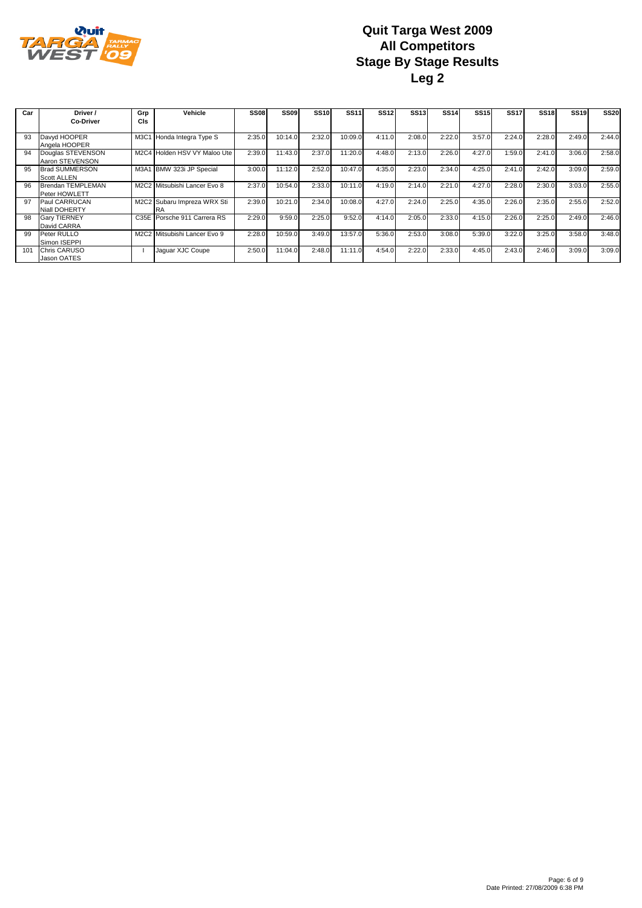# Quit Targa West 2009
# All Competitors
# Stage By Stage Results
# Leg 2

| Car | Driver / Co-Driver | Grp Cls | Vehicle | SS08 | SS09 | SS10 | SS11 | SS12 | SS13 | SS14 | SS15 | SS17 | SS18 | SS19 | SS20 |
|---|---|---|---|---|---|---|---|---|---|---|---|---|---|---|---|
| 93 | Davyd HOOPER<br>Angela HOOPER | M3C1 | Honda Integra Type S | 2:35.0 | 10:14.0 | 2:32.0 | 10:09.0 | 4:11.0 | 2:08.0 | 2:22.0 | 3:57.0 | 2:24.0 | 2:28.0 | 2:49.0 | 2:44.0 |
| 94 | Douglas STEVENSON<br>Aaron STEVENSON | M2C4 | Holden HSV VY Maloo Ute | 2:39.0 | 11:43.0 | 2:37.0 | 11:20.0 | 4:48.0 | 2:13.0 | 2:26.0 | 4:27.0 | 1:59.0 | 2:41.0 | 3:06.0 | 2:58.0 |
| 95 | Brad SUMMERSON<br>Scott ALLEN | M3A1 | BMW 323i JP Special | 3:00.0 | 11:12.0 | 2:52.0 | 10:47.0 | 4:35.0 | 2:23.0 | 2:34.0 | 4:25.0 | 2:41.0 | 2:42.0 | 3:09.0 | 2:59.0 |
| 96 | Brendan TEMPLEMAN<br>Peter HOWLETT | M2C2 | Mitsubishi Lancer Evo 8 | 2:37.0 | 10:54.0 | 2:33.0 | 10:11.0 | 4:19.0 | 2:14.0 | 2:21.0 | 4:27.0 | 2:28.0 | 2:30.0 | 3:03.0 | 2:55.0 |
| 97 | Paul CARRUCAN<br>Niall DOHERTY | M2C2 | Subaru Impreza WRX Sti RA | 2:39.0 | 10:21.0 | 2:34.0 | 10:08.0 | 4:27.0 | 2:24.0 | 2:25.0 | 4:35.0 | 2:26.0 | 2:35.0 | 2:55.0 | 2:52.0 |
| 98 | Gary TIERNEY<br>David CARRA | C35E | Porsche 911 Carrera RS | 2:29.0 | 9:59.0 | 2:25.0 | 9:52.0 | 4:14.0 | 2:05.0 | 2:33.0 | 4:15.0 | 2:26.0 | 2:25.0 | 2:49.0 | 2:46.0 |
| 99 | Peter RULLO<br>Simon ISEPPI | M2C2 | Mitsubishi Lancer Evo 9 | 2:28.0 | 10:59.0 | 3:49.0 | 13:57.0 | 5:36.0 | 2:53.0 | 3:08.0 | 5:39.0 | 3:22.0 | 3:25.0 | 3:58.0 | 3:48.0 |
| 101 | Chris CARUSO<br>Jason OATES | I | Jaguar XJC Coupe | 2:50.0 | 11:04.0 | 2:48.0 | 11:11.0 | 4:54.0 | 2:22.0 | 2:33.0 | 4:45.0 | 2:43.0 | 2:46.0 | 3:09.0 | 3:09.0 |

Date Printed: 27/08/2009 6:38 PM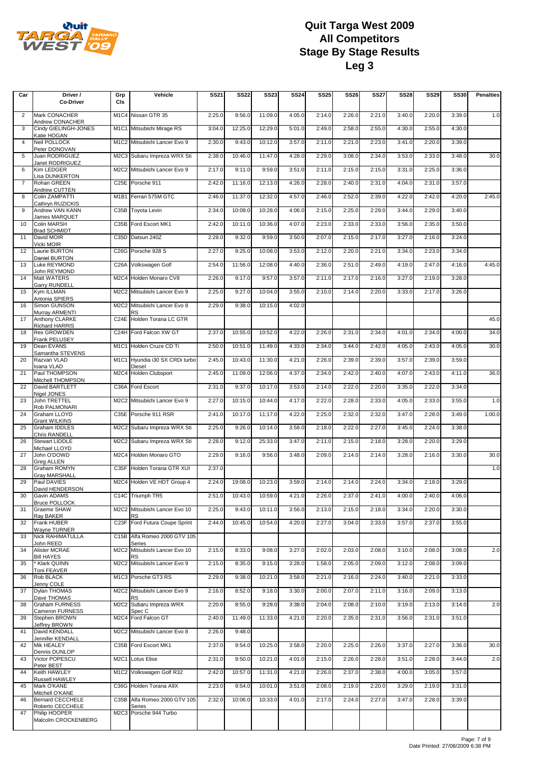# Quit Targa West 2009
## All Competitors
## Stage By Stage Results
## Leg 3

| Car | Driver / Co-Driver | Grp Cls | Vehicle | SS21 | SS22 | SS23 | SS24 | SS25 | SS26 | SS27 | SS28 | SS29 | SS30 | Penalties |
|---|---|---|---|---|---|---|---|---|---|---|---|---|---|---|
| 2 | Mark CONACHER<br>Andrew CONACHER | M1C4 | Nissan GTR 35 | 2:25.0 | 9:56.0 | 11:09.0 | 4:05.0 | 2:14.0 | 2:26.0 | 2:21.0 | 3:40.0 | 2:20.0 | 3:39.0 | 1.0 |
| 3 | Cindy GIELINGH-JONES<br>Katie HOGAN | M1C1 | Mitsubishi Mirage RS | 3:04.0 | 12:25.0 | 12:29.0 | 5:01.0 | 2:49.0 | 2:58.0 | 2:55.0 | 4:30.0 | 2:55.0 | 4:30.0 | |
| 4 | Neil POLLOCK<br>Peter DONOVAN | M1C2 | Mitsubishi Lancer Evo 9 | 2:30.0 | 9:43.0 | 10:12.0 | 3:57.0 | 2:11.0 | 2:21.0 | 2:23.0 | 3:41.0 | 2:20.0 | 3:39.0 | |
| 5 | Juan RODRIGUEZ<br>Janet RODRIGUEZ | M2C3 | Subaru Impreza WRX Sti | 2:38.0 | 10:46.0 | 11:47.0 | 4:28.0 | 2:29.0 | 3:08.0 | 2:34.0 | 3:53.0 | 2:33.0 | 3:48.0 | 30.0 |
| 6 | Kim LEDGER<br>Lisa DUNKERTON | M2C2 | Mitsubishi Lancer Evo 9 | 2:17.0 | 9:11.0 | 9:59.0 | 3:51.0 | 2:11.0 | 2:15.0 | 2:15.0 | 3:31.0 | 2:25.0 | 3:36.0 | |
| 7 | Rohan GREEN<br>Andrew CUTTEN | C25E | Porsche 911 | 2:42.0 | 11:16.0 | 12:13.0 | 4:26.0 | 2:28.0 | 2:40.0 | 2:31.0 | 4:04.0 | 2:31.0 | 3:57.0 | |
| 8 | Colin ZAMPATTI<br>Cathryn RUZICKIS | M1B1 | Ferrari 575M GTC | 2:46.0 | 11:37.0 | 12:32.0 | 4:57.0 | 2:46.0 | 2:52.0 | 2:39.0 | 4:22.0 | 2:42.0 | 4:20.0 | 2:45.0 |
| 9 | Andrew VAN KANN<br>James MARQUET | C35B | Toyota Levin | 2:34.0 | 10:09.0 | 10:28.0 | 4:06.0 | 2:15.0 | 2:25.0 | 2:29.0 | 3:44.0 | 2:29.0 | 3:40.0 | |
| 10 | Colin MARSH<br>Brad SCHMIDT | C35B | Ford Escort MK1 | 2:42.0 | 10:11.0 | 10:36.0 | 4:07.0 | 2:23.0 | 2:33.0 | 2:33.0 | 3:56.0 | 2:35.0 | 3:50.0 | |
| 11 | David MOIR<br>Vicki MOIR | C35D | Datsun 240Z | 2:28.0 | 9:32.0 | 9:59.0 | 3:50.0 | 2:07.0 | 2:15.0 | 2:17.0 | 3:27.0 | 2:16.0 | 3:24.0 | |
| 12 | Laurie BURTON<br>Daniel BURTON | C26G | Porsche 928 S | 2:27.0 | 9:25.0 | 10:08.0 | 3:53.0 | 2:12.0 | 2:20.0 | 2:21.0 | 3:34.0 | 2:23.0 | 3:34.0 | |
| 13 | Luke REYMOND<br>John REYMOND | C26A | Volkswagen Golf | 2:54.0 | 11:56.0 | 12:08.0 | 4:40.0 | 2:36.0 | 2:51.0 | 2:49.0 | 4:19.0 | 2:47.0 | 4:16.0 | 4:45.0 |
| 14 | Matt WATERS<br>Garry RUNDELL | M2C4 | Holden Monaro CV8 | 2:26.0 | 9:17.0 | 9:57.0 | 3:57.0 | 2:11.0 | 2:17.0 | 2:16.0 | 3:27.0 | 2:19.0 | 3:28.0 | |
| 15 | Kym ILLMAN<br>Antonia SPIERS | M2C2 | Mitsubishi Lancer Evo 9 | 2:25.0 | 9:27.0 | 10:04.0 | 3:55.0 | 2:10.0 | 2:14.0 | 2:20.0 | 3:33.0 | 2:17.0 | 3:26.0 | |
| 16 | Simon GUNSON<br>Murray ARMENTI | M2C2 | Mitsubishi Lancer Evo 8 RS | 2:29.0 | 9:38.0 | 10:15.0 | 4:02.0 | | | | | | | |
| 17 | Anthony CLARKE<br>Richard HARRIS | C24E | Holden Torana LC GTR | | | | | | | | | | | 45.0 |
| 18 | Rex GROWDEN<br>Frank PELUSEY | C24H | Ford Falcon XW GT | 2:37.0 | 10:55.0 | 10:52.0 | 4:22.0 | 2:26.0 | 2:31.0 | 2:34.0 | 4:01.0 | 2:34.0 | 4:00.0 | 34.0 |
| 19 | Dean EVANS<br>Samantha STEVENS | M1C1 | Holden Cruze CD Ti | 2:50.0 | 10:51.0 | 11:49.0 | 4:33.0 | 2:34.0 | 3:44.0 | 2:42.0 | 4:05.0 | 2:43.0 | 4:05.0 | 30.0 |
| 20 | Razvan VLAD<br>Ioana VLAD | M1C1 | Hyundia i30 SX CRDi turbo Diesel | 2:45.0 | 10:43.0 | 11:30.0 | 4:21.0 | 2:26.0 | 2:39.0 | 2:39.0 | 3:57.0 | 2:39.0 | 3:59.0 | |
| 21 | Paul THOMPSON<br>Mitchell THOMPSON | M2C4 | Holden Clubsport | 2:45.0 | 11:09.0 | 12:06.0 | 4:37.0 | 2:34.0 | 2:42.0 | 2:40.0 | 4:07.0 | 2:43.0 | 4:11.0 | 36.0 |
| 22 | David BARTLETT<br>Nigel JONES | C36A | Ford Escort | 2:31.0 | 9:37.0 | 10:17.0 | 3:53.0 | 2:14.0 | 2:22.0 | 2:20.0 | 3:35.0 | 2:22.0 | 3:34.0 | |
| 23 | John TRETTEL<br>Rob PALMONARI | M2C2 | Mitsubishi Lancer Evo 9 | 2:27.0 | 10:15.0 | 10:44.0 | 4:17.0 | 2:22.0 | 2:28.0 | 2:33.0 | 4:05.0 | 2:33.0 | 3:55.0 | 1.0 |
| 24 | Graham LLOYD<br>Grant WILKINS | C35E | Porsche 911 RSR | 2:41.0 | 10:17.0 | 11:17.0 | 4:22.0 | 2:25.0 | 2:32.0 | 2:32.0 | 3:47.0 | 2:28.0 | 3:49.0 | 1:00.0 |
| 25 | Graham IDDLES<br>Chris RANDELL | M2C2 | Subaru Impreza WRX Sti | 2:25.0 | 9:26.0 | 10:14.0 | 3:58.0 | 2:18.0 | 2:22.0 | 2:27.0 | 3:45.0 | 2:24.0 | 3:38.0 | |
| 26 | Stewart LIDDLE<br>Michael LLOYD | M2C2 | Subaru Impreza WRX Sti | 2:28.0 | 9:12.0 | 25:33.0 | 3:47.0 | 2:11.0 | 2:15.0 | 2:18.0 | 3:28.0 | 2:20.0 | 3:29.0 | |
| 27 | John O'DOWD<br>Greg ALLEN | M2C4 | Holden Monaro GTO | 2:29.0 | 9:16.0 | 9:56.0 | 3:48.0 | 2:09.0 | 2:14.0 | 2:14.0 | 3:28.0 | 2:16.0 | 3:30.0 | 30.0 |
| 28 | Graham ROMYN<br>Gray MARSHALL | C35F | Holden Torana GTR XUI | 2:37.0 | | | | | | | | | | 1.0 |
| 29 | Paul DAVIES<br>David HENDERSON | M2C4 | Holden VE HDT Group 4 | 2:24.0 | 19:08.0 | 10:23.0 | 3:59.0 | 2:14.0 | 2:14.0 | 2:24.0 | 3:34.0 | 2:18.0 | 3:29.0 | |
| 30 | Gavin ADAMS<br>Bruce POLLOCK | C14C | Triumph TR5 | 2:51.0 | 10:43.0 | 10:59.0 | 4:21.0 | 2:26.0 | 2:37.0 | 2:41.0 | 4:00.0 | 2:40.0 | 4:06.0 | |
| 31 | Graeme SHAW<br>Ray BAKER | M2C2 | Mitsubishi Lancer Evo 10 RS | 2:25.0 | 9:43.0 | 10:11.0 | 3:56.0 | 2:13.0 | 2:15.0 | 2:18.0 | 3:34.0 | 2:20.0 | 3:30.0 | |
| 32 | Frank HUBER<br>Wayne TURNER | C23F | Ford Futura Coupe Sprint | 2:44.0 | 10:45.0 | 10:54.0 | 4:20.0 | 2:27.0 | 3:04.0 | 2:33.0 | 3:57.0 | 2:37.0 | 3:55.0 | |
| 33 | Nick RAHIMATULLA<br>John REED | C15B | Alfa Romeo 2000 GTV 105 Series | | | | | | | | | | | |
| 34 | Alister MCRAE<br>Bill HAYES | M2C2 | Mitsubishi Lancer Evo 10 RS | 2:15.0 | 8:33.0 | 9:08.0 | 3:27.0 | 2:02.0 | 2:03.0 | 2:08.0 | 3:10.0 | 2:08.0 | 3:08.0 | 2.0 |
| 35 | * Klark QUINN<br>Toni FEAVER | M2C2 | Mitsubishi Lancer Evo 9 | 2:15.0 | 8:35.0 | 9:15.0 | 3:28.0 | 1:58.0 | 2:05.0 | 2:09.0 | 3:12.0 | 2:08.0 | 3:09.0 | |
| 36 | Rob BLACK<br>Jenny COLE | M1C3 | Porsche GT3 RS | 2:29.0 | 9:38.0 | 10:21.0 | 3:58.0 | 2:21.0 | 2:16.0 | 2:24.0 | 3:40.0 | 2:21.0 | 3:33.0 | |
| 37 | Dylan THOMAS<br>Dave THOMAS | M2C2 | Mitsubishi Lancer Evo 9 RS | 2:16.0 | 8:52.0 | 9:18.0 | 3:30.0 | 2:00.0 | 2:07.0 | 2:11.0 | 3:16.0 | 2:09.0 | 3:13.0 | |
| 38 | Graham FURNESS<br>Cameron FURNESS | M2C2 | Subaru Impreza WRX Spec C | 2:20.0 | 8:55.0 | 9:28.0 | 3:38.0 | 2:04.0 | 2:08.0 | 2:10.0 | 3:19.0 | 2:13.0 | 3:14.0 | 2.0 |
| 39 | Stephen BROWN<br>Jeffrey BROWN | M2C4 | Ford Falcon GT | 2:40.0 | 11:49.0 | 11:33.0 | 4:21.0 | 2:20.0 | 2:35.0 | 2:31.0 | 3:56.0 | 2:31.0 | 3:51.0 | |
| 41 | David KENDALL<br>Jennifer KENDALL | M2C2 | Mitsubishi Lancer Evo 8 | 2:26.0 | 9:48.0 | | | | | | | | | |
| 42 | Mik HEALEY<br>Dennis DUNLOP | C35B | Ford Escort MK1 | 2:37.0 | 9:54.0 | 10:25.0 | 3:58.0 | 2:20.0 | 2:25.0 | 2:26.0 | 3:37.0 | 2:27.0 | 3:36.0 | 30.0 |
| 43 | Victor POPESCU<br>Peter BEST | M2C1 | Lotus Elise | 2:31.0 | 9:50.0 | 10:21.0 | 4:01.0 | 2:15.0 | 2:26.0 | 2:28.0 | 3:51.0 | 2:28.0 | 3:44.0 | 2.0 |
| 44 | Keith HAWLEY<br>Russell HAWLEY | M1C2 | Volkswagen Golf R32 | 2:42.0 | 10:57.0 | 11:31.0 | 4:21.0 | 2:26.0 | 2:37.0 | 2:38.0 | 4:00.0 | 3:05.0 | 3:57.0 | |
| 45 | Mark O'KANE<br>Mitchell O'KANE | C36G | Holden Torana A9X | 2:23.0 | 9:54.0 | 10:01.0 | 3:51.0 | 2:08.0 | 2:19.0 | 2:20.0 | 3:29.0 | 2:19.0 | 3:31.0 | |
| 46 | Bernard CECCHELE<br>Roberto CECCHELE | C35B | Alfa Romeo 2000 GTV 105 Series | 2:32.0 | 10:06.0 | 10:33.0 | 4:01.0 | 2:17.0 | 2:24.0 | 2:27.0 | 3:47.0 | 2:28.0 | 3:39.0 | |
| 47 | Philip HOOPER<br>Malcolm CROCKENBERG | M2C3 | Porsche 944 Turbo | | | | | | | | | | | |

Date Printed: 27/08/2009 6:38 PM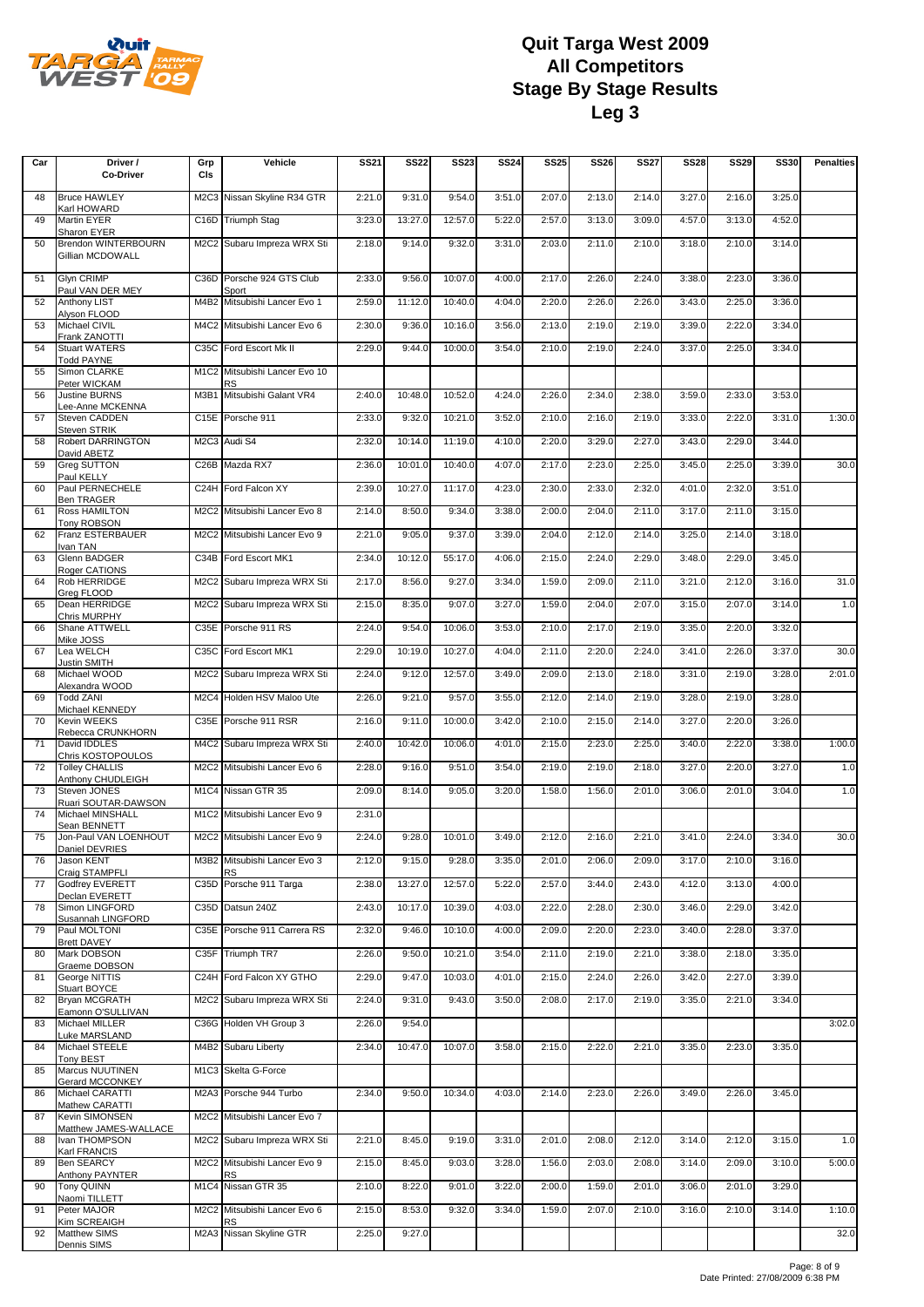# Quit Targa West 2009
# All Competitors
# Stage By Stage Results
# Leg 3

| Car | Driver / Co-Driver | Grp Cls | Vehicle | SS21 | SS22 | SS23 | SS24 | SS25 | SS26 | SS27 | SS28 | SS29 | SS30 | Penalties |
|---|---|---|---|---|---|---|---|---|---|---|---|---|---|---|
| 48 | Bruce HAWLEY<br>Karl HOWARD | M2C3 | Nissan Skyline R34 GTR | 2:21.0 | 9:31.0 | 9:54.0 | 3:51.0 | 2:07.0 | 2:13.0 | 2:14.0 | 3:27.0 | 2:16.0 | 3:25.0 | |
| 49 | Martin EYER<br>Sharon EYER | C16D | Triumph Stag | 3:23.0 | 13:27.0 | 12:57.0 | 5:22.0 | 2:57.0 | 3:13.0 | 3:09.0 | 4:57.0 | 3:13.0 | 4:52.0 | |
| 50 | Brendon WINTERBOURN<br>Gillian MCDOWALL | M2C2 | Subaru Impreza WRX Sti | 2:18.0 | 9:14.0 | 9:32.0 | 3:31.0 | 2:03.0 | 2:11.0 | 2:10.0 | 3:18.0 | 2:10.0 | 3:14.0 | |
| 51 | Glyn CRIMP<br>Paul VAN DER MEY | C36D | Porsche 924 GTS Club Sport | 2:33.0 | 9:56.0 | 10:07.0 | 4:00.0 | 2:17.0 | 2:26.0 | 2:24.0 | 3:38.0 | 2:23.0 | 3:36.0 | |
| 52 | Anthony LIST<br>Alyson FLOOD | M4B2 | Mitsubishi Lancer Evo 1 | 2:59.0 | 11:12.0 | 10:40.0 | 4:04.0 | 2:20.0 | 2:26.0 | 2:26.0 | 3:43.0 | 2:25.0 | 3:36.0 | |
| 53 | Michael CIVIL<br>Frank ZANOTTI | M4C2 | Mitsubishi Lancer Evo 6 | 2:30.0 | 9:36.0 | 10:16.0 | 3:56.0 | 2:13.0 | 2:19.0 | 2:19.0 | 3:39.0 | 2:22.0 | 3:34.0 | |
| 54 | Stuart WATERS<br>Todd PAYNE | C35C | Ford Escort Mk II | 2:29.0 | 9:44.0 | 10:00.0 | 3:54.0 | 2:10.0 | 2:19.0 | 2:24.0 | 3:37.0 | 2:25.0 | 3:34.0 | |
| 55 | Simon CLARKE<br>Peter WICKAM | M1C2 | Mitsubishi Lancer Evo 10 RS | | | | | | | | | | | |
| 56 | Justine BURNS<br>Lee-Anne MCKENNA | M3B1 | Mitsubishi Galant VR4 | 2:40.0 | 10:48.0 | 10:52.0 | 4:24.0 | 2:26.0 | 2:34.0 | 2:38.0 | 3:59.0 | 2:33.0 | 3:53.0 | |
| 57 | Steven CADDEN<br>Steven STRIK | C15E | Porsche 911 | 2:33.0 | 9:32.0 | 10:21.0 | 3:52.0 | 2:10.0 | 2:16.0 | 2:19.0 | 3:33.0 | 2:22.0 | 3:31.0 | 1:30.0 |
| 58 | Robert DARRINGTON<br>David ABETZ | M2C3 | Audi S4 | 2:32.0 | 10:14.0 | 11:19.0 | 4:10.0 | 2:20.0 | 3:29.0 | 2:27.0 | 3:43.0 | 2:29.0 | 3:44.0 | |
| 59 | Greg SUTTON<br>Paul KELLY | C26B | Mazda RX7 | 2:36.0 | 10:01.0 | 10:40.0 | 4:07.0 | 2:17.0 | 2:23.0 | 2:25.0 | 3:45.0 | 2:25.0 | 3:39.0 | 30.0 |
| 60 | Paul PERNECHELE<br>Ben TRAGER | C24H | Ford Falcon XY | 2:39.0 | 10:27.0 | 11:17.0 | 4:23.0 | 2:30.0 | 2:33.0 | 2:32.0 | 4:01.0 | 2:32.0 | 3:51.0 | |
| 61 | Ross HAMILTON<br>Tony ROBSON | M2C2 | Mitsubishi Lancer Evo 8 | 2:14.0 | 8:50.0 | 9:34.0 | 3:38.0 | 2:00.0 | 2:04.0 | 2:11.0 | 3:17.0 | 2:11.0 | 3:15.0 | |
| 62 | Franz ESTERBAUER<br>Ivan TAN | M2C2 | Mitsubishi Lancer Evo 9 | 2:21.0 | 9:05.0 | 9:37.0 | 3:39.0 | 2:04.0 | 2:12.0 | 2:14.0 | 3:25.0 | 2:14.0 | 3:18.0 | |
| 63 | Glenn BADGER<br>Roger CATIONS | C34B | Ford Escort MK1 | 2:34.0 | 10:12.0 | 55:17.0 | 4:06.0 | 2:15.0 | 2:24.0 | 2:29.0 | 3:48.0 | 2:29.0 | 3:45.0 | |
| 64 | Rob HERRIDGE<br>Greg FLOOD | M2C2 | Subaru Impreza WRX Sti | 2:17.0 | 8:56.0 | 9:27.0 | 3:34.0 | 1:59.0 | 2:09.0 | 2:11.0 | 3:21.0 | 2:12.0 | 3:16.0 | 31.0 |
| 65 | Dean HERRIDGE<br>Chris MURPHY | M2C2 | Subaru Impreza WRX Sti | 2:15.0 | 8:35.0 | 9:07.0 | 3:27.0 | 1:59.0 | 2:04.0 | 2:07.0 | 3:15.0 | 2:07.0 | 3:14.0 | 1.0 |
| 66 | Shane ATTWELL<br>Mike JOSS | C35E | Porsche 911 RS | 2:24.0 | 9:54.0 | 10:06.0 | 3:53.0 | 2:10.0 | 2:17.0 | 2:19.0 | 3:35.0 | 2:20.0 | 3:32.0 | |
| 67 | Lea WELCH<br>Justin SMITH | C35C | Ford Escort MK1 | 2:29.0 | 10:19.0 | 10:27.0 | 4:04.0 | 2:11.0 | 2:20.0 | 2:24.0 | 3:41.0 | 2:26.0 | 3:37.0 | 30.0 |
| 68 | Michael WOOD<br>Alexandra WOOD | M2C2 | Subaru Impreza WRX Sti | 2:24.0 | 9:12.0 | 12:57.0 | 3:49.0 | 2:09.0 | 2:13.0 | 2:18.0 | 3:31.0 | 2:19.0 | 3:28.0 | 2:01.0 |
| 69 | Todd ZANI<br>Michael KENNEDY | M2C4 | Holden HSV Maloo Ute | 2:26.0 | 9:21.0 | 9:57.0 | 3:55.0 | 2:12.0 | 2:14.0 | 2:19.0 | 3:28.0 | 2:19.0 | 3:28.0 | |
| 70 | Kevin WEEKS<br>Rebecca CRUNKHORN | C35E | Porsche 911 RSR | 2:16.0 | 9:11.0 | 10:00.0 | 3:42.0 | 2:10.0 | 2:15.0 | 2:14.0 | 3:27.0 | 2:20.0 | 3:26.0 | |
| 71 | David IDDLES<br>Chris KOSTOPOULOS | M4C2 | Subaru Impreza WRX Sti | 2:40.0 | 10:42.0 | 10:06.0 | 4:01.0 | 2:15.0 | 2:23.0 | 2:25.0 | 3:40.0 | 2:22.0 | 3:38.0 | 1:00.0 |
| 72 | Tolley CHALLIS<br>Anthony CHUDLEIGH | M2C2 | Mitsubishi Lancer Evo 6 | 2:28.0 | 9:16.0 | 9:51.0 | 3:54.0 | 2:19.0 | 2:19.0 | 2:18.0 | 3:27.0 | 2:20.0 | 3:27.0 | 1.0 |
| 73 | Steven JONES<br>Ruari SOUTAR-DAWSON | M1C4 | Nissan GTR 35 | 2:09.0 | 8:14.0 | 9:05.0 | 3:20.0 | 1:58.0 | 1:56.0 | 2:01.0 | 3:06.0 | 2:01.0 | 3:04.0 | 1.0 |
| 74 | Michael MINSHALL<br>Sean BENNETT | M1C2 | Mitsubishi Lancer Evo 9 | 2:31.0 | | | | | | | | | | |
| 75 | Jon-Paul VAN LOENHOUT<br>Daniel DEVRIES | M2C2 | Mitsubishi Lancer Evo 9 | 2:24.0 | 9:28.0 | 10:01.0 | 3:49.0 | 2:12.0 | 2:16.0 | 2:21.0 | 3:41.0 | 2:24.0 | 3:34.0 | 30.0 |
| 76 | Jason KENT<br>Craig STAMPFLI | M3B2 | Mitsubishi Lancer Evo 3 RS | 2:12.0 | 9:15.0 | 9:28.0 | 3:35.0 | 2:01.0 | 2:06.0 | 2:09.0 | 3:17.0 | 2:10.0 | 3:16.0 | |
| 77 | Godfrey EVERETT<br>Declan EVERETT | C35D | Porsche 911 Targa | 2:38.0 | 13:27.0 | 12:57.0 | 5:22.0 | 2:57.0 | 3:44.0 | 2:43.0 | 4:12.0 | 3:13.0 | 4:00.0 | |
| 78 | Simon LINGFORD<br>Susannah LINGFORD | C35D | Datsun 240Z | 2:43.0 | 10:17.0 | 10:39.0 | 4:03.0 | 2:22.0 | 2:28.0 | 2:30.0 | 3:46.0 | 2:29.0 | 3:42.0 | |
| 79 | Paul MOLTONI<br>Brett DAVEY | C35E | Porsche 911 Carrera RS | 2:32.0 | 9:46.0 | 10:10.0 | 4:00.0 | 2:09.0 | 2:20.0 | 2:23.0 | 3:40.0 | 2:28.0 | 3:37.0 | |
| 80 | Mark DOBSON<br>Graeme DOBSON | C35F | Triumph TR7 | 2:26.0 | 9:50.0 | 10:21.0 | 3:54.0 | 2:11.0 | 2:19.0 | 2:21.0 | 3:38.0 | 2:18.0 | 3:35.0 | |
| 81 | George NITTIS<br>Stuart BOYCE | C24H | Ford Falcon XY GTHO | 2:29.0 | 9:47.0 | 10:03.0 | 4:01.0 | 2:15.0 | 2:24.0 | 2:26.0 | 3:42.0 | 2:27.0 | 3:39.0 | |
| 82 | Bryan MCGRATH<br>Eamonn O'SULLIVAN | M2C2 | Subaru Impreza WRX Sti | 2:24.0 | 9:31.0 | 9:43.0 | 3:50.0 | 2:08.0 | 2:17.0 | 2:19.0 | 3:35.0 | 2:21.0 | 3:34.0 | |
| 83 | Michael MILLER<br>Luke MARSLAND | C36G | Holden VH Group 3 | 2:26.0 | 9:54.0 | | | | | | | | | 3:02.0 |
| 84 | Michael STEELE<br>Tony BEST | M4B2 | Subaru Liberty | 2:34.0 | 10:47.0 | 10:07.0 | 3:58.0 | 2:15.0 | 2:22.0 | 2:21.0 | 3:35.0 | 2:23.0 | 3:35.0 | |
| 85 | Marcus NUUTINEN<br>Gerard MCCONKEY | M1C3 | Skelta G-Force | | | | | | | | | | | |
| 86 | Michael CARATTI<br>Mathew CARATTI | M2A3 | Porsche 944 Turbo | 2:34.0 | 9:50.0 | 10:34.0 | 4:03.0 | 2:14.0 | 2:23.0 | 2:26.0 | 3:49.0 | 2:26.0 | 3:45.0 | |
| 87 | Kevin SIMONSEN<br>Matthew JAMES-WALLACE | M2C2 | Mitsubishi Lancer Evo 7 | | | | | | | | | | | |
| 88 | Ivan THOMPSON<br>Karl FRANCIS | M2C2 | Subaru Impreza WRX Sti | 2:21.0 | 8:45.0 | 9:19.0 | 3:31.0 | 2:01.0 | 2:08.0 | 2:12.0 | 3:14.0 | 2:12.0 | 3:15.0 | 1.0 |
| 89 | Ben SEARCY<br>Anthony PAYNTER | M2C2 | Mitsubishi Lancer Evo 9 RS | 2:15.0 | 8:45.0 | 9:03.0 | 3:28.0 | 1:56.0 | 2:03.0 | 2:08.0 | 3:14.0 | 2:09.0 | 3:10.0 | 5:00.0 |
| 90 | Tony QUINN<br>Naomi TILLETT | M1C4 | Nissan GTR 35 | 2:10.0 | 8:22.0 | 9:01.0 | 3:22.0 | 2:00.0 | 1:59.0 | 2:01.0 | 3:06.0 | 2:01.0 | 3:29.0 | |
| 91 | Peter MAJOR<br>Kim SCREAIGH | M2C2 | Mitsubishi Lancer Evo 6 RS | 2:15.0 | 8:53.0 | 9:32.0 | 3:34.0 | 1:59.0 | 2:07.0 | 2:10.0 | 3:16.0 | 2:10.0 | 3:14.0 | 1:10.0 |
| 92 | Matthew SIMS<br>Dennis SIMS | M2A3 | Nissan Skyline GTR | 2:25.0 | 9:27.0 | | | | | | | | | 32.0 |

Date Printed: 27/08/2009 6:38 PM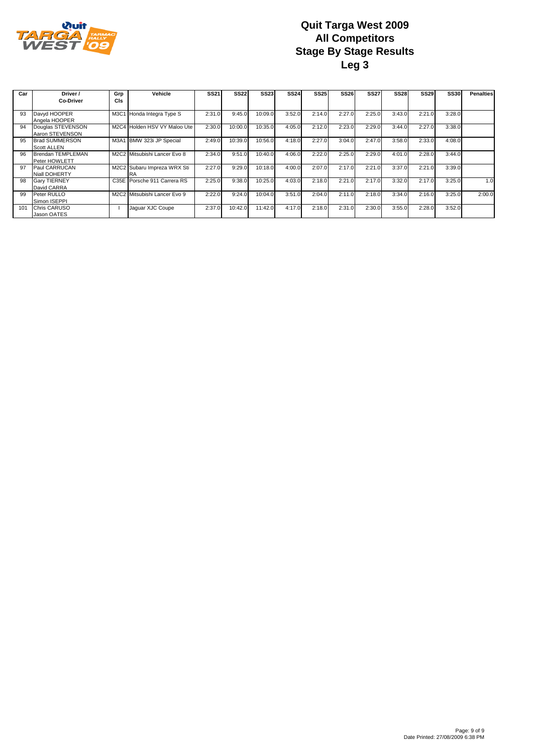# Quit Targa West 2009
# All Competitors
# Stage By Stage Results
# Leg 3

| Car | Driver / Co-Driver | Grp Cls | Vehicle | SS21 | SS22 | SS23 | SS24 | SS25 | SS26 | SS27 | SS28 | SS29 | SS30 | Penalties |
|---|---|---|---|---|---|---|---|---|---|---|---|---|---|---|
| 93 | Davyd HOOPER<br>Angela HOOPER | M3C1 | Honda Integra Type S | 2:31.0 | 9:45.0 | 10:09.0 | 3:52.0 | 2:14.0 | 2:27.0 | 2:25.0 | 3:43.0 | 2:21.0 | 3:28.0 | |
| 94 | Douglas STEVENSON<br>Aaron STEVENSON | M2C4 | Holden HSV VY Maloo Ute | 2:30.0 | 10:00.0 | 10:35.0 | 4:05.0 | 2:12.0 | 2:23.0 | 2:29.0 | 3:44.0 | 2:27.0 | 3:38.0 | |
| 95 | Brad SUMMERSON<br>Scott ALLEN | M3A1 | BMW 323i JP Special | 2:49.0 | 10:39.0 | 10:56.0 | 4:18.0 | 2:27.0 | 3:04.0 | 2:47.0 | 3:58.0 | 2:33.0 | 4:08.0 | |
| 96 | Brendan TEMPLEMAN<br>Peter HOWLETT | M2C2 | Mitsubishi Lancer Evo 8 | 2:34.0 | 9:51.0 | 10:40.0 | 4:06.0 | 2:22.0 | 2:25.0 | 2:29.0 | 4:01.0 | 2:28.0 | 3:44.0 | |
| 97 | Paul CARRUCAN<br>Niall DOHERTY | M2C2 | Subaru Impreza WRX Sti RA | 2:27.0 | 9:29.0 | 10:18.0 | 4:00.0 | 2:07.0 | 2:17.0 | 2:21.0 | 3:37.0 | 2:21.0 | 3:39.0 | |
| 98 | Gary TIERNEY<br>David CARRA | C35E | Porsche 911 Carrera RS | 2:25.0 | 9:38.0 | 10:25.0 | 4:03.0 | 2:18.0 | 2:21.0 | 2:17.0 | 3:32.0 | 2:17.0 | 3:25.0 | 1.0 |
| 99 | Peter RULLO<br>Simon ISEPPI | M2C2 | Mitsubishi Lancer Evo 9 | 2:22.0 | 9:24.0 | 10:04.0 | 3:51.0 | 2:04.0 | 2:11.0 | 2:18.0 | 3:34.0 | 2:16.0 | 3:25.0 | 2:00.0 |
| 101 | Chris CARUSO<br>Jason OATES | I | Jaguar XJC Coupe | 2:37.0 | 10:42.0 | 11:42.0 | 4:17.0 | 2:18.0 | 2:31.0 | 2:30.0 | 3:55.0 | 2:28.0 | 3:52.0 | |

Date Printed: 27/08/2009 6:38 PM